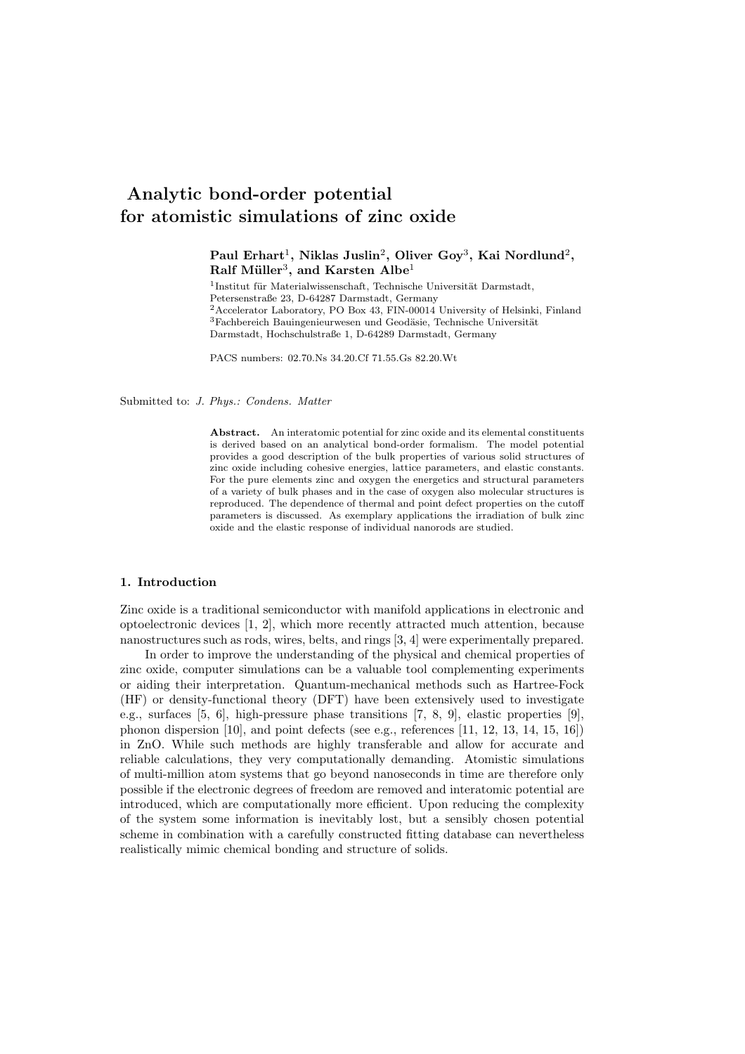# Analytic bond-order potential for atomistic simulations of zinc oxide

**Paul Erhart[1], Niklas Juslin[2], Oliver Goy[3], Kai Nordlund[2], Ralf Müller[3], and Karsten Albe[1]**

[1]Institut für Materialwissenschaft, Technische Universität Darmstadt, Petersenstraße 23, D-64287 Darmstadt, Germany

[2]Accelerator Laboratory, PO Box 43, FIN-00014 University of Helsinki, Finland

[3]Fachbereich Bauingenieurwesen und Geodäsie, Technische Universität Darmstadt, Hochschulstraße 1, D-64289 Darmstadt, Germany

PACS numbers: 02.70.Ns 34.20.Cf 71.55.Gs 82.20.Wt

Submitted to: *J. Phys.: Condens. Matter*

**Abstract.** An interatomic potential for zinc oxide and its elemental constituents is derived based on an analytical bond-order formalism. The model potential provides a good description of the bulk properties of various solid structures of zinc oxide including cohesive energies, lattice parameters, and elastic constants. For the pure elements zinc and oxygen the energetics and structural parameters of a variety of bulk phases and in the case of oxygen also molecular structures is reproduced. The dependence of thermal and point defect properties on the cutoff parameters is discussed. As exemplary applications the irradiation of bulk zinc oxide and the elastic response of individual nanorods are studied.

## 1. Introduction

Zinc oxide is a traditional semiconductor with manifold applications in electronic and optoelectronic devices [1, 2], which more recently attracted much attention, because nanostructures such as rods, wires, belts, and rings [3, 4] were experimentally prepared.

In order to improve the understanding of the physical and chemical properties of zinc oxide, computer simulations can be a valuable tool complementing experiments or aiding their interpretation. Quantum-mechanical methods such as Hartree-Fock (HF) or density-functional theory (DFT) have been extensively used to investigate e.g., surfaces [5, 6], high-pressure phase transitions [7, 8, 9], elastic properties [9], phonon dispersion [10], and point defects (see e.g., references [11, 12, 13, 14, 15, 16]) in ZnO. While such methods are highly transferable and allow for accurate and reliable calculations, they very computationally demanding. Atomistic simulations of multi-million atom systems that go beyond nanoseconds in time are therefore only possible if the electronic degrees of freedom are removed and interatomic potential are introduced, which are computationally more efficient. Upon reducing the complexity of the system some information is inevitably lost, but a sensibly chosen potential scheme in combination with a carefully constructed fitting database can nevertheless realistically mimic chemical bonding and structure of solids.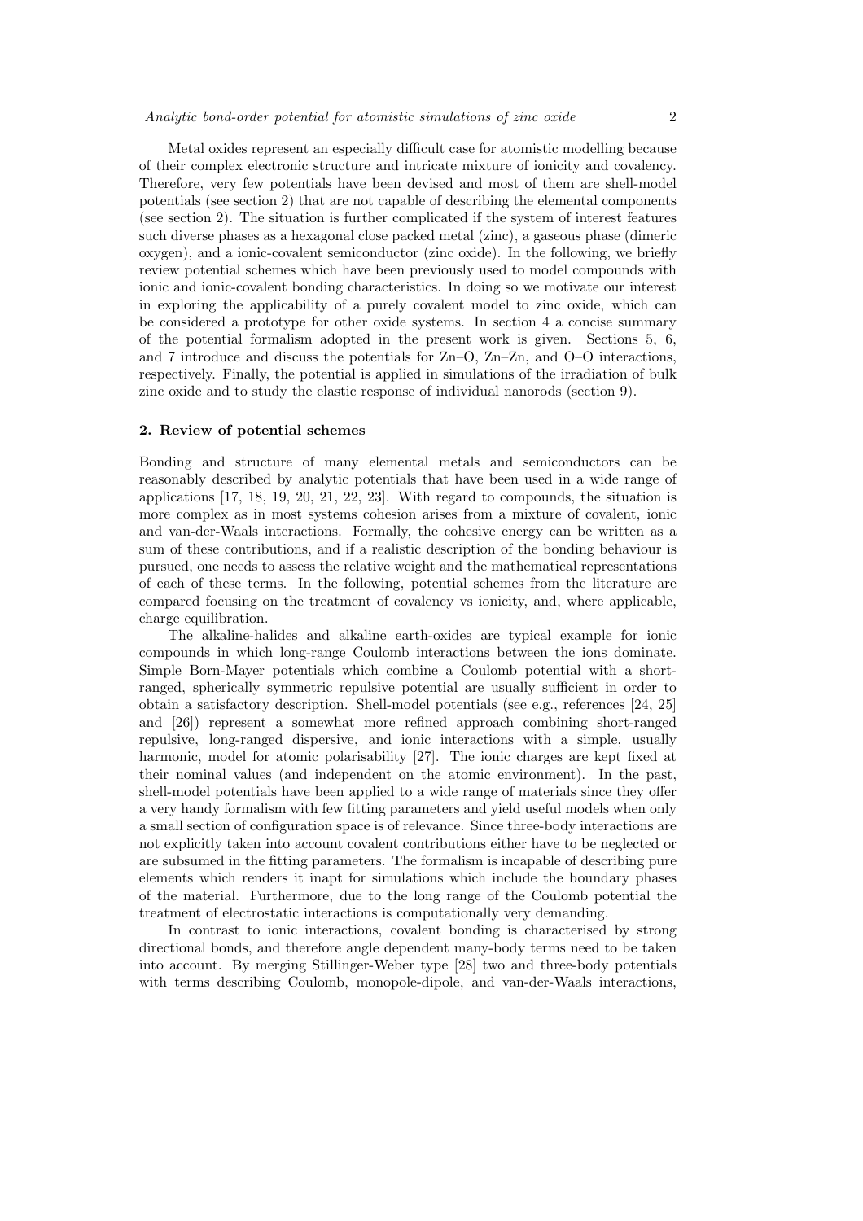Metal oxides represent an especially difficult case for atomistic modelling because of their complex electronic structure and intricate mixture of ionicity and covalency. Therefore, very few potentials have been devised and most of them are shell-model potentials (see section 2) that are not capable of describing the elemental components (see section 2). The situation is further complicated if the system of interest features such diverse phases as a hexagonal close packed metal (zinc), a gaseous phase (dimeric oxygen), and a ionic-covalent semiconductor (zinc oxide). In the following, we briefly review potential schemes which have been previously used to model compounds with ionic and ionic-covalent bonding characteristics. In doing so we motivate our interest in exploring the applicability of a purely covalent model to zinc oxide, which can be considered a prototype for other oxide systems. In section 4 a concise summary of the potential formalism adopted in the present work is given. Sections 5, 6, and 7 introduce and discuss the potentials for Zn–O, Zn–Zn, and O–O interactions, respectively. Finally, the potential is applied in simulations of the irradiation of bulk zinc oxide and to study the elastic response of individual nanorods (section 9).

## 2. Review of potential schemes

Bonding and structure of many elemental metals and semiconductors can be reasonably described by analytic potentials that have been used in a wide range of applications [17, 18, 19, 20, 21, 22, 23]. With regard to compounds, the situation is more complex as in most systems cohesion arises from a mixture of covalent, ionic and van-der-Waals interactions. Formally, the cohesive energy can be written as a sum of these contributions, and if a realistic description of the bonding behaviour is pursued, one needs to assess the relative weight and the mathematical representations of each of these terms. In the following, potential schemes from the literature are compared focusing on the treatment of covalency vs ionicity, and, where applicable, charge equilibration.

The alkaline-halides and alkaline earth-oxides are typical example for ionic compounds in which long-range Coulomb interactions between the ions dominate. Simple Born-Mayer potentials which combine a Coulomb potential with a short-ranged, spherically symmetric repulsive potential are usually sufficient in order to obtain a satisfactory description. Shell-model potentials (see e.g., references [24, 25] and [26]) represent a somewhat more refined approach combining short-ranged repulsive, long-ranged dispersive, and ionic interactions with a simple, usually harmonic, model for atomic polarisability [27]. The ionic charges are kept fixed at their nominal values (and independent on the atomic environment). In the past, shell-model potentials have been applied to a wide range of materials since they offer a very handy formalism with few fitting parameters and yield useful models when only a small section of configuration space is of relevance. Since three-body interactions are not explicitly taken into account covalent contributions either have to be neglected or are subsumed in the fitting parameters. The formalism is incapable of describing pure elements which renders it inapt for simulations which include the boundary phases of the material. Furthermore, due to the long range of the Coulomb potential the treatment of electrostatic interactions is computationally very demanding.

In contrast to ionic interactions, covalent bonding is characterised by strong directional bonds, and therefore angle dependent many-body terms need to be taken into account. By merging Stillinger-Weber type [28] two and three-body potentials with terms describing Coulomb, monopole-dipole, and van-der-Waals interactions,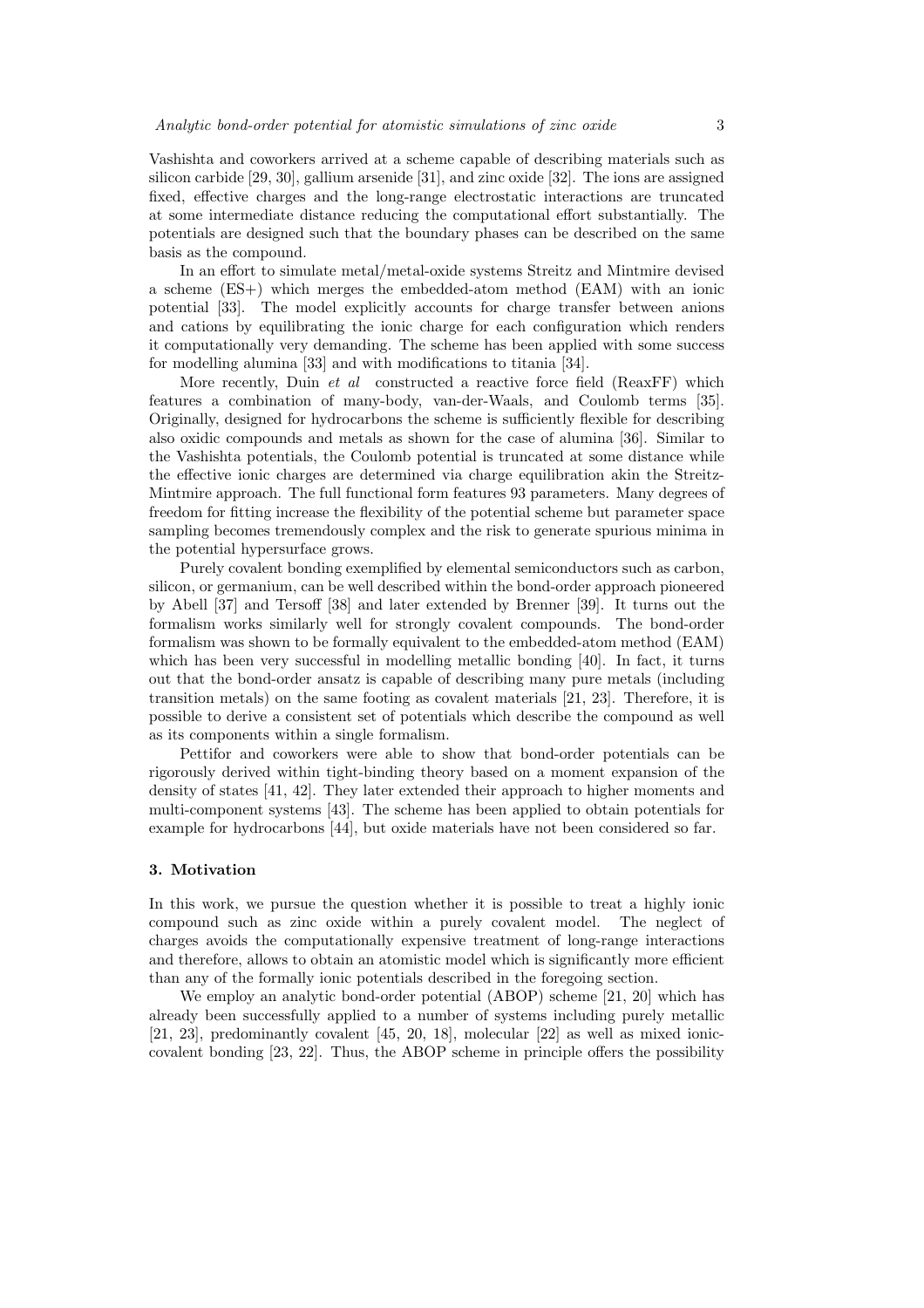Vashishta and coworkers arrived at a scheme capable of describing materials such as silicon carbide [29, 30], gallium arsenide [31], and zinc oxide [32]. The ions are assigned fixed, effective charges and the long-range electrostatic interactions are truncated at some intermediate distance reducing the computational effort substantially. The potentials are designed such that the boundary phases can be described on the same basis as the compound.

In an effort to simulate metal/metal-oxide systems Streitz and Mintmire devised a scheme (ES+) which merges the embedded-atom method (EAM) with an ionic potential [33]. The model explicitly accounts for charge transfer between anions and cations by equilibrating the ionic charge for each configuration which renders it computationally very demanding. The scheme has been applied with some success for modelling alumina [33] and with modifications to titania [34].

More recently, Duin *et al* constructed a reactive force field (ReaxFF) which features a combination of many-body, van-der-Waals, and Coulomb terms [35]. Originally, designed for hydrocarbons the scheme is sufficiently flexible for describing also oxidic compounds and metals as shown for the case of alumina [36]. Similar to the Vashishta potentials, the Coulomb potential is truncated at some distance while the effective ionic charges are determined via charge equilibration akin the Streitz-Mintmire approach. The full functional form features 93 parameters. Many degrees of freedom for fitting increase the flexibility of the potential scheme but parameter space sampling becomes tremendously complex and the risk to generate spurious minima in the potential hypersurface grows.

Purely covalent bonding exemplified by elemental semiconductors such as carbon, silicon, or germanium, can be well described within the bond-order approach pioneered by Abell [37] and Tersoff [38] and later extended by Brenner [39]. It turns out the formalism works similarly well for strongly covalent compounds. The bond-order formalism was shown to be formally equivalent to the embedded-atom method (EAM) which has been very successful in modelling metallic bonding [40]. In fact, it turns out that the bond-order ansatz is capable of describing many pure metals (including transition metals) on the same footing as covalent materials [21, 23]. Therefore, it is possible to derive a consistent set of potentials which describe the compound as well as its components within a single formalism.

Pettifor and coworkers were able to show that bond-order potentials can be rigorously derived within tight-binding theory based on a moment expansion of the density of states [41, 42]. They later extended their approach to higher moments and multi-component systems [43]. The scheme has been applied to obtain potentials for example for hydrocarbons [44], but oxide materials have not been considered so far.

## 3. Motivation

In this work, we pursue the question whether it is possible to treat a highly ionic compound such as zinc oxide within a purely covalent model. The neglect of charges avoids the computationally expensive treatment of long-range interactions and therefore, allows to obtain an atomistic model which is significantly more efficient than any of the formally ionic potentials described in the foregoing section.

We employ an analytic bond-order potential (ABOP) scheme [21, 20] which has already been successfully applied to a number of systems including purely metallic [21, 23], predominantly covalent [45, 20, 18], molecular [22] as well as mixed ionic-covalent bonding [23, 22]. Thus, the ABOP scheme in principle offers the possibility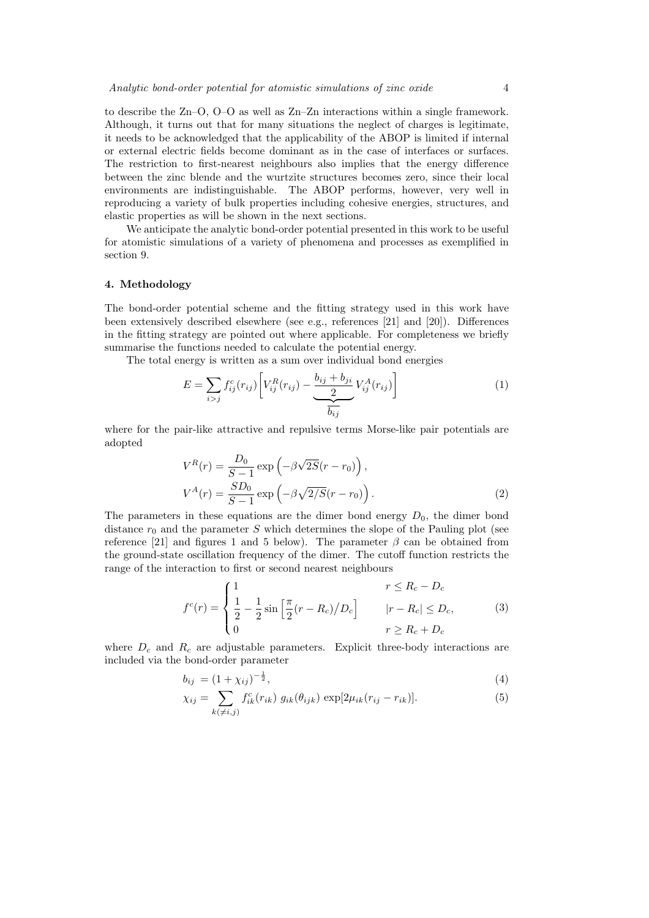to describe the Zn–O, O–O as well as Zn–Zn interactions within a single framework. Although, it turns out that for many situations the neglect of charges is legitimate, it needs to be acknowledged that the applicability of the ABOP is limited if internal or external electric fields become dominant as in the case of interfaces or surfaces. The restriction to first-nearest neighbours also implies that the energy difference between the zinc blende and the wurtzite structures becomes zero, since their local environments are indistinguishable. The ABOP performs, however, very well in reproducing a variety of bulk properties including cohesive energies, structures, and elastic properties as will be shown in the next sections.

We anticipate the analytic bond-order potential presented in this work to be useful for atomistic simulations of a variety of phenomena and processes as exemplified in section 9.

## 4. Methodology

The bond-order potential scheme and the fitting strategy used in this work have been extensively described elsewhere (see e.g., references [21] and [20]). Differences in the fitting strategy are pointed out where applicable. For completeness we briefly summarise the functions needed to calculate the potential energy.

The total energy is written as a sum over individual bond energies

$$E = \sum_{i>j} f^c_{ij}(r_{ij}) \Bigg[ V^R_{ij}(r_{ij}) - \underbrace{\frac{b_{ij}+b_{ji}}{2}}_{\overline{b_{ij}}} V^A_{ij}(r_{ij}) \Bigg] \tag{1}$$

where for the pair-like attractive and repulsive terms Morse-like pair potentials are adopted

$$\begin{aligned} V^R(r) &= \frac{D_0}{S-1} \exp\left(-\beta\sqrt{2S}(r-r_0)\right), \\ V^A(r) &= \frac{SD_0}{S-1} \exp\left(-\beta\sqrt{2/S}(r-r_0)\right). \end{aligned} \tag{2}$$

The parameters in these equations are the dimer bond energy $D_0$, the dimer bond distance $r_0$ and the parameter $S$ which determines the slope of the Pauling plot (see reference [21] and figures 1 and 5 below). The parameter $\beta$ can be obtained from the ground-state oscillation frequency of the dimer. The cutoff function restricts the range of the interaction to first or second nearest neighbours

$$f^c(r) = \begin{cases} 1 & r \leq R_c - D_c \\ \dfrac{1}{2} - \dfrac{1}{2}\sin\left[\dfrac{\pi}{2}(r-R_c)\big/D_c\right] & |r-R_c| \leq D_c, \\ 0 & r \geq R_c + D_c \end{cases} \tag{3}$$

where $D_c$ and $R_c$ are adjustable parameters. Explicit three-body interactions are included via the bond-order parameter

$$b_{ij} = (1+\chi_{ij})^{-\frac{1}{2}}, \tag{4}$$

$$\chi_{ij} = \sum_{k(\neq i,j)} f^c_{ik}(r_{ik})\; g_{ik}(\theta_{ijk})\; \exp[2\mu_{ik}(r_{ij}-r_{ik})]. \tag{5}$$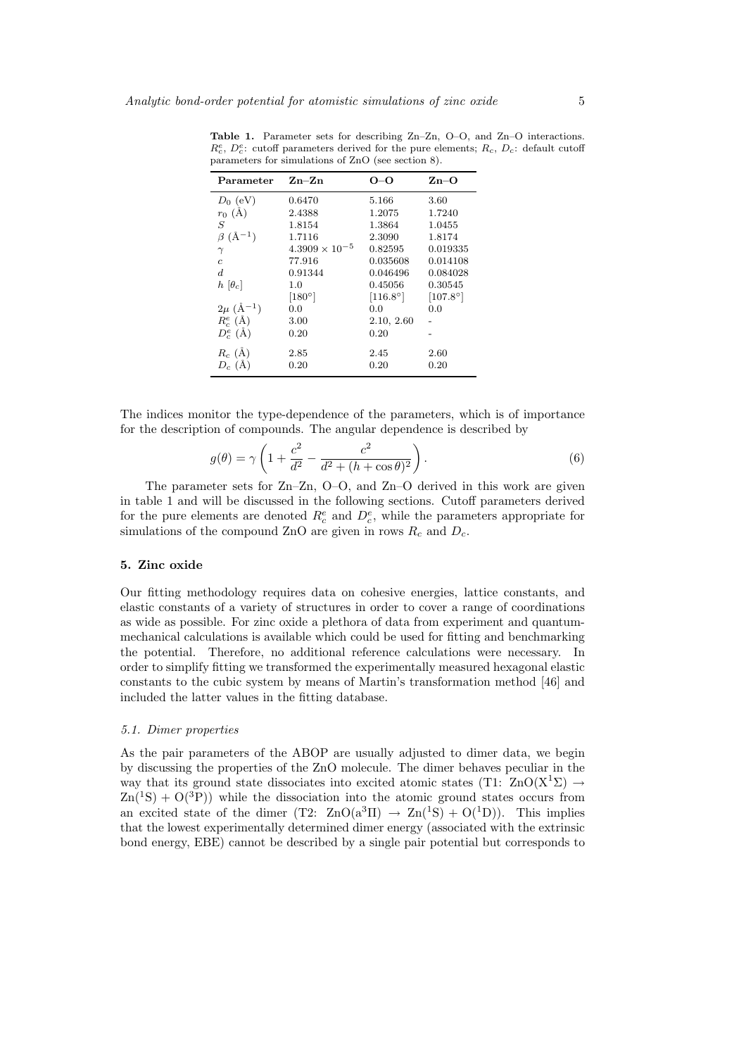**Table 1.** Parameter sets for describing Zn–Zn, O–O, and Zn–O interactions. $R_c^e$, $D_c^e$: cutoff parameters derived for the pure elements; $R_c$, $D_c$: default cutoff parameters for simulations of ZnO (see section 8).

| Parameter | Zn–Zn | O–O | Zn–O |
|---|---|---|---|
| $D_0$ (eV) | 0.6470 | 5.166 | 3.60 |
| $r_0$ (Å) | 2.4388 | 1.2075 | 1.7240 |
| $S$ | 1.8154 | 1.3864 | 1.0455 |
| $\beta$ (Å$^{-1}$) | 1.7116 | 2.3090 | 1.8174 |
| $\gamma$ | $4.3909 \times 10^{-5}$ | 0.82595 | 0.019335 |
| $c$ | 77.916 | 0.035608 | 0.014108 |
| $d$ | 0.91344 | 0.046496 | 0.084028 |
| $h$ $[\theta_c]$ | 1.0 | 0.45056 | 0.30545 |
| | [180°] | [116.8°] | [107.8°] |
| $2\mu$ (Å$^{-1}$) | 0.0 | 0.0 | 0.0 |
| $R_c^e$ (Å) | 3.00 | 2.10, 2.60 | - |
| $D_c^e$ (Å) | 0.20 | 0.20 | - |
| $R_c$ (Å) | 2.85 | 2.45 | 2.60 |
| $D_c$ (Å) | 0.20 | 0.20 | 0.20 |

The indices monitor the type-dependence of the parameters, which is of importance for the description of compounds. The angular dependence is described by

$$g(\theta) = \gamma \left( 1 + \frac{c^2}{d^2} - \frac{c^2}{d^2 + (h + \cos\theta)^2} \right). \tag{6}$$

The parameter sets for Zn–Zn, O–O, and Zn–O derived in this work are given in table 1 and will be discussed in the following sections. Cutoff parameters derived for the pure elements are denoted $R_c^e$ and $D_c^e$, while the parameters appropriate for simulations of the compound ZnO are given in rows $R_c$ and $D_c$.

## 5. Zinc oxide

Our fitting methodology requires data on cohesive energies, lattice constants, and elastic constants of a variety of structures in order to cover a range of coordinations as wide as possible. For zinc oxide a plethora of data from experiment and quantum-mechanical calculations is available which could be used for fitting and benchmarking the potential. Therefore, no additional reference calculations were necessary. In order to simplify fitting we transformed the experimentally measured hexagonal elastic constants to the cubic system by means of Martin's transformation method [46] and included the latter values in the fitting database.

### 5.1. Dimer properties

As the pair parameters of the ABOP are usually adjusted to dimer data, we begin by discussing the properties of the ZnO molecule. The dimer behaves peculiar in the way that its ground state dissociates into excited atomic states (T1: $\mathrm{ZnO(X^1\Sigma)} \rightarrow \mathrm{Zn(^1S)} + \mathrm{O(^3P)}$) while the dissociation into the atomic ground states occurs from an excited state of the dimer (T2: $\mathrm{ZnO(a^3\Pi)} \rightarrow \mathrm{Zn(^1S)} + \mathrm{O(^1D)}$). This implies that the lowest experimentally determined dimer energy (associated with the extrinsic bond energy, EBE) cannot be described by a single pair potential but corresponds to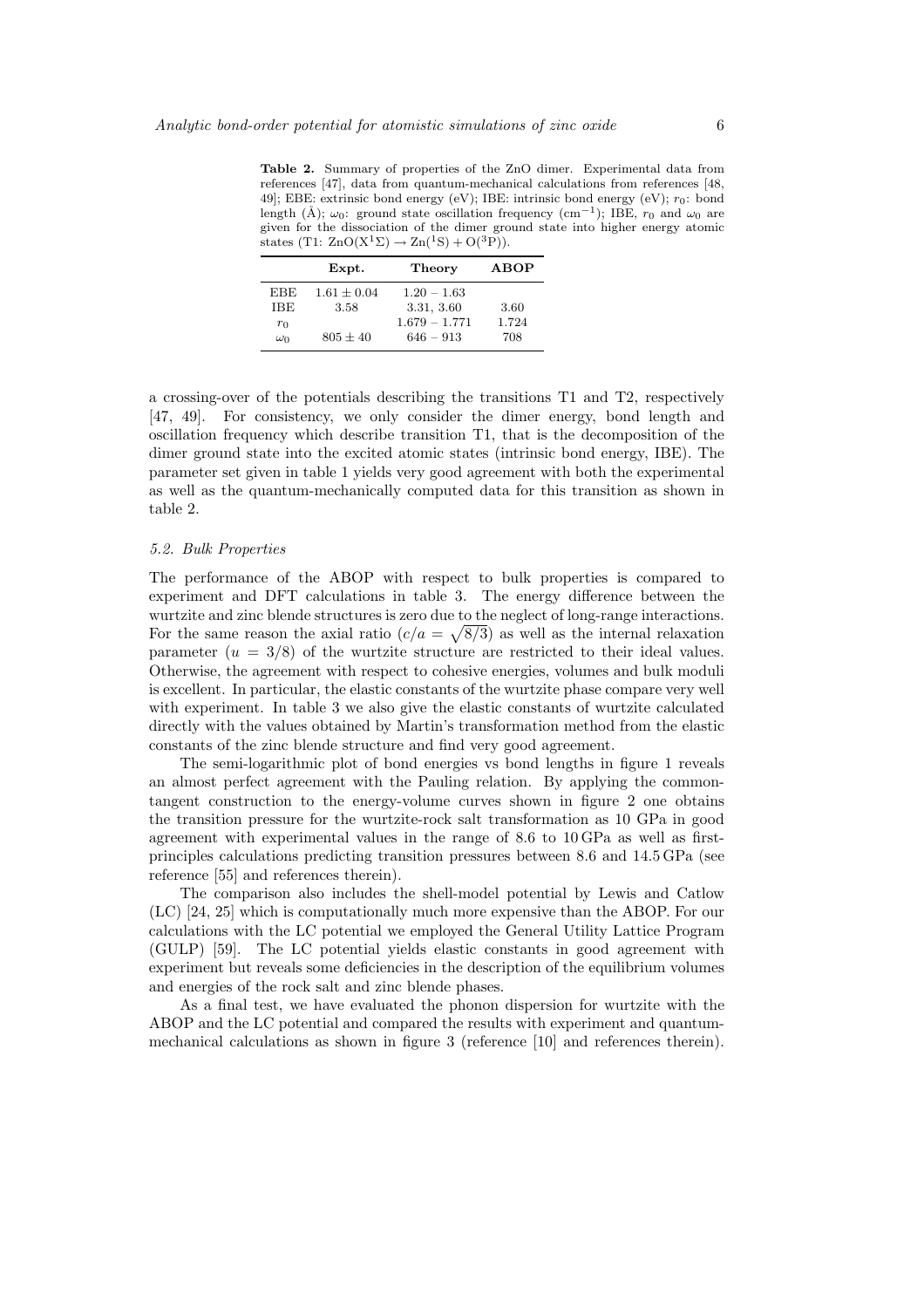**Table 2.** Summary of properties of the ZnO dimer. Experimental data from references [47], data from quantum-mechanical calculations from references [48, 49]; EBE: extrinsic bond energy (eV); IBE: intrinsic bond energy (eV); $r_0$: bond length (Å); $\omega_0$: ground state oscillation frequency ($\mathrm{cm}^{-1}$); IBE, $r_0$ and $\omega_0$ are given for the dissociation of the dimer ground state into higher energy atomic states (T1: $\mathrm{ZnO}(\mathrm{X}^1\Sigma) \rightarrow \mathrm{Zn}(^1\mathrm{S}) + \mathrm{O}(^3\mathrm{P})$).

| | **Expt.** | **Theory** | **ABOP** |
|---|---|---|---|
| EBE | $1.61 \pm 0.04$ | $1.20 - 1.63$ | |
| IBE | 3.58 | 3.31, 3.60 | 3.60 |
| $r_0$ | | $1.679 - 1.771$ | 1.724 |
| $\omega_0$ | $805 \pm 40$ | $646 - 913$ | 708 |

a crossing-over of the potentials describing the transitions T1 and T2, respectively [47, 49]. For consistency, we only consider the dimer energy, bond length and oscillation frequency which describe transition T1, that is the decomposition of the dimer ground state into the excited atomic states (intrinsic bond energy, IBE). The parameter set given in table 1 yields very good agreement with both the experimental as well as the quantum-mechanically computed data for this transition as shown in table 2.

### *5.2. Bulk Properties*

The performance of the ABOP with respect to bulk properties is compared to experiment and DFT calculations in table 3. The energy difference between the wurtzite and zinc blende structures is zero due to the neglect of long-range interactions. For the same reason the axial ratio ($c/a = \sqrt{8/3}$) as well as the internal relaxation parameter ($u = 3/8$) of the wurtzite structure are restricted to their ideal values. Otherwise, the agreement with respect to cohesive energies, volumes and bulk moduli is excellent. In particular, the elastic constants of the wurtzite phase compare very well with experiment. In table 3 we also give the elastic constants of wurtzite calculated directly with the values obtained by Martin's transformation method from the elastic constants of the zinc blende structure and find very good agreement.

The semi-logarithmic plot of bond energies vs bond lengths in figure 1 reveals an almost perfect agreement with the Pauling relation. By applying the common-tangent construction to the energy-volume curves shown in figure 2 one obtains the transition pressure for the wurtzite-rock salt transformation as 10 GPa in good agreement with experimental values in the range of 8.6 to 10 GPa as well as first-principles calculations predicting transition pressures between 8.6 and 14.5 GPa (see reference [55] and references therein).

The comparison also includes the shell-model potential by Lewis and Catlow (LC) [24, 25] which is computationally much more expensive than the ABOP. For our calculations with the LC potential we employed the General Utility Lattice Program (GULP) [59]. The LC potential yields elastic constants in good agreement with experiment but reveals some deficiencies in the description of the equilibrium volumes and energies of the rock salt and zinc blende phases.

As a final test, we have evaluated the phonon dispersion for wurtzite with the ABOP and the LC potential and compared the results with experiment and quantum-mechanical calculations as shown in figure 3 (reference [10] and references therein).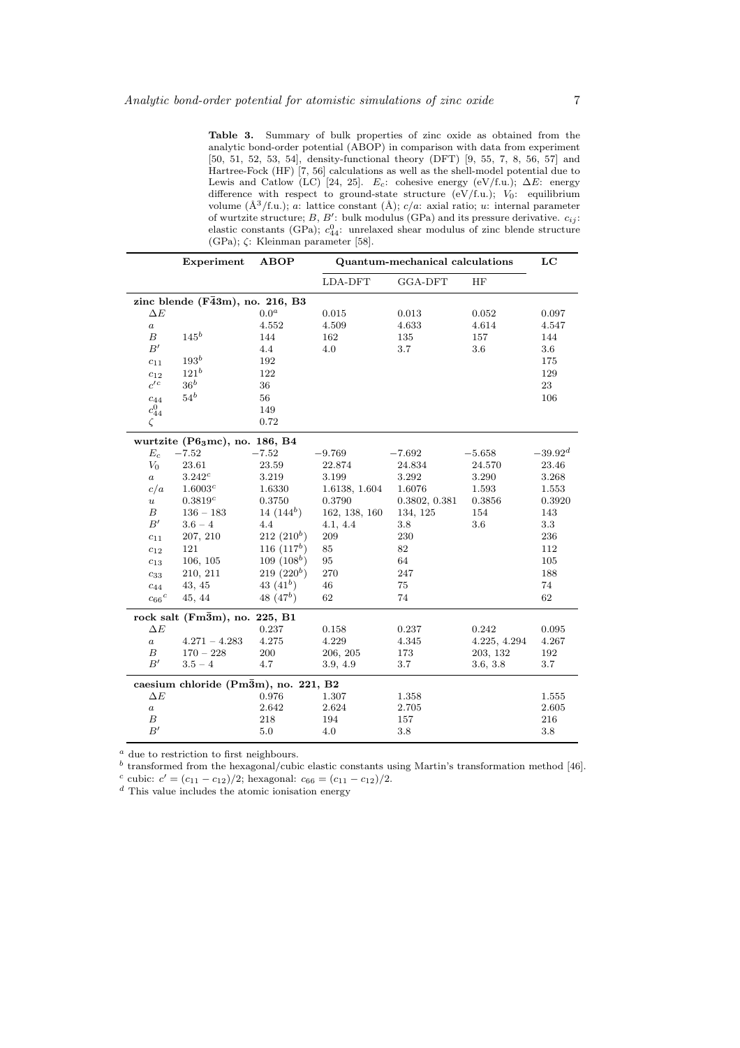**Table 3.** Summary of bulk properties of zinc oxide as obtained from the analytic bond-order potential (ABOP) in comparison with data from experiment [50, 51, 52, 53, 54], density-functional theory (DFT) [9, 55, 7, 8, 56, 57] and Hartree-Fock (HF) [7, 56] calculations as well as the shell-model potential due to Lewis and Catlow (LC) [24, 25]. $E_c$: cohesive energy (eV/f.u.); $\Delta E$: energy difference with respect to ground-state structure (eV/f.u.); $V_0$: equilibrium volume (Å$^3$/f.u.); $a$: lattice constant (Å); $c/a$: axial ratio; $u$: internal parameter of wurtzite structure; $B$, $B'$: bulk modulus (GPa) and its pressure derivative. $c_{ij}$: elastic constants (GPa); $c_{44}^0$: unrelaxed shear modulus of zinc blende structure (GPa); $\zeta$: Kleinman parameter [58].

| | Experiment | ABOP | Quantum-mechanical calculations | | | LC |
|---|---|---|---|---|---|---|
| | | | LDA-DFT | GGA-DFT | HF | |
| **zinc blende (F$\bar{4}$3m), no. 216, B3** | | | | | | |
| $\Delta E$ | | $0.0^a$ | 0.015 | 0.013 | 0.052 | 0.097 |
| $a$ | | 4.552 | 4.509 | 4.633 | 4.614 | 4.547 |
| $B$ | $145^b$ | 144 | 162 | 135 | 157 | 144 |
| $B'$ | | 4.4 | 4.0 | 3.7 | 3.6 | 3.6 |
| $c_{11}$ | $193^b$ | 192 | | | | 175 |
| $c_{12}$ | $121^b$ | 122 | | | | 129 |
| $c'^c$ | $36^b$ | 36 | | | | 23 |
| $c_{44}$ | $54^b$ | 56 | | | | 106 |
| $c_{44}^0$ | | 149 | | | | |
| $\zeta$ | | 0.72 | | | | |
| **wurtzite (P$6_3$mc), no. 186, B4** | | | | | | |
| $E_c$ | $-7.52$ | $-7.52$ | $-9.769$ | $-7.692$ | $-5.658$ | $-39.92^d$ |
| $V_0$ | 23.61 | 23.59 | 22.874 | 24.834 | 24.570 | 23.46 |
| $a$ | $3.242^c$ | 3.219 | 3.199 | 3.292 | 3.290 | 3.268 |
| $c/a$ | $1.6003^c$ | 1.6330 | 1.6138, 1.604 | 1.6076 | 1.593 | 1.553 |
| $u$ | $0.3819^c$ | 0.3750 | 0.3790 | 0.3802, 0.381 | 0.3856 | 0.3920 |
| $B$ | $136-183$ | 14 ($144^b$) | 162, 138, 160 | 134, 125 | 154 | 143 |
| $B'$ | $3.6-4$ | 4.4 | 4.1, 4.4 | 3.8 | 3.6 | 3.3 |
| $c_{11}$ | 207, 210 | 212 ($210^b$) | 209 | 230 | | 236 |
| $c_{12}$ | 121 | 116 ($117^b$) | 85 | 82 | | 112 |
| $c_{13}$ | 106, 105 | 109 ($108^b$) | 95 | 64 | | 105 |
| $c_{33}$ | 210, 211 | 219 ($220^b$) | 270 | 247 | | 188 |
| $c_{44}$ | 43, 45 | 43 ($41^b$) | 46 | 75 | | 74 |
| $c_{66}{}^c$ | 45, 44 | 48 ($47^b$) | 62 | 74 | | 62 |
| **rock salt (Fm$\bar{3}$m), no. 225, B1** | | | | | | |
| $\Delta E$ | | 0.237 | 0.158 | 0.237 | 0.242 | 0.095 |
| $a$ | $4.271-4.283$ | 4.275 | 4.229 | 4.345 | 4.225, 4.294 | 4.267 |
| $B$ | $170-228$ | 200 | 206, 205 | 173 | 203, 132 | 192 |
| $B'$ | $3.5-4$ | 4.7 | 3.9, 4.9 | 3.7 | 3.6, 3.8 | 3.7 |
| **caesium chloride (Pm$\bar{3}$m), no. 221, B2** | | | | | | |
| $\Delta E$ | | 0.976 | 1.307 | 1.358 | | 1.555 |
| $a$ | | 2.642 | 2.624 | 2.705 | | 2.605 |
| $B$ | | 218 | 194 | 157 | | 216 |
| $B'$ | | 5.0 | 4.0 | 3.8 | | 3.8 |

[a] due to restriction to first neighbours.
[b] transformed from the hexagonal/cubic elastic constants using Martin's transformation method [46].
[c] cubic: $c' = (c_{11} - c_{12})/2$; hexagonal: $c_{66} = (c_{11} - c_{12})/2$.
[d] This value includes the atomic ionisation energy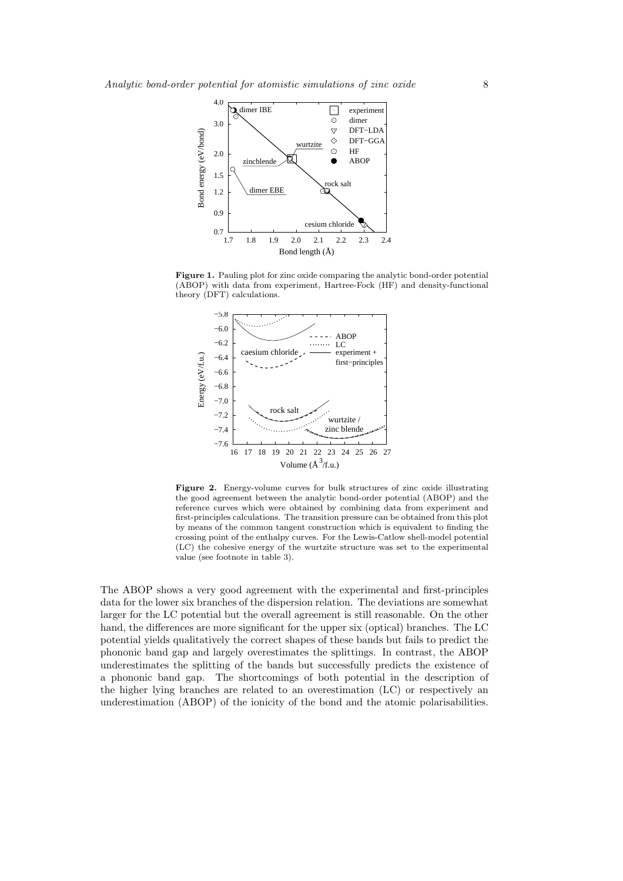**Figure 1.** Pauling plot for zinc oxide comparing the analytic bond-order potential (ABOP) with data from experiment, Hartree-Fock (HF) and density-functional theory (DFT) calculations.

**Figure 2.** Energy-volume curves for bulk structures of zinc oxide illustrating the good agreement between the analytic bond-order potential (ABOP) and the reference curves which were obtained by combining data from experiment and first-principles calculations. The transition pressure can be obtained from this plot by means of the common tangent construction which is equivalent to finding the crossing point of the enthalpy curves. For the Lewis-Catlow shell-model potential (LC) the cohesive energy of the wurtzite structure was set to the experimental value (see footnote in table 3).

The ABOP shows a very good agreement with the experimental and first-principles data for the lower six branches of the dispersion relation. The deviations are somewhat larger for the LC potential but the overall agreement is still reasonable. On the other hand, the differences are more significant for the upper six (optical) branches. The LC potential yields qualitatively the correct shapes of these bands but fails to predict the phononic band gap and largely overestimates the splittings. In contrast, the ABOP underestimates the splitting of the bands but successfully predicts the existence of a phononic band gap. The shortcomings of both potential in the description of the higher lying branches are related to an overestimation (LC) or respectively an underestimation (ABOP) of the ionicity of the bond and the atomic polarisabilities.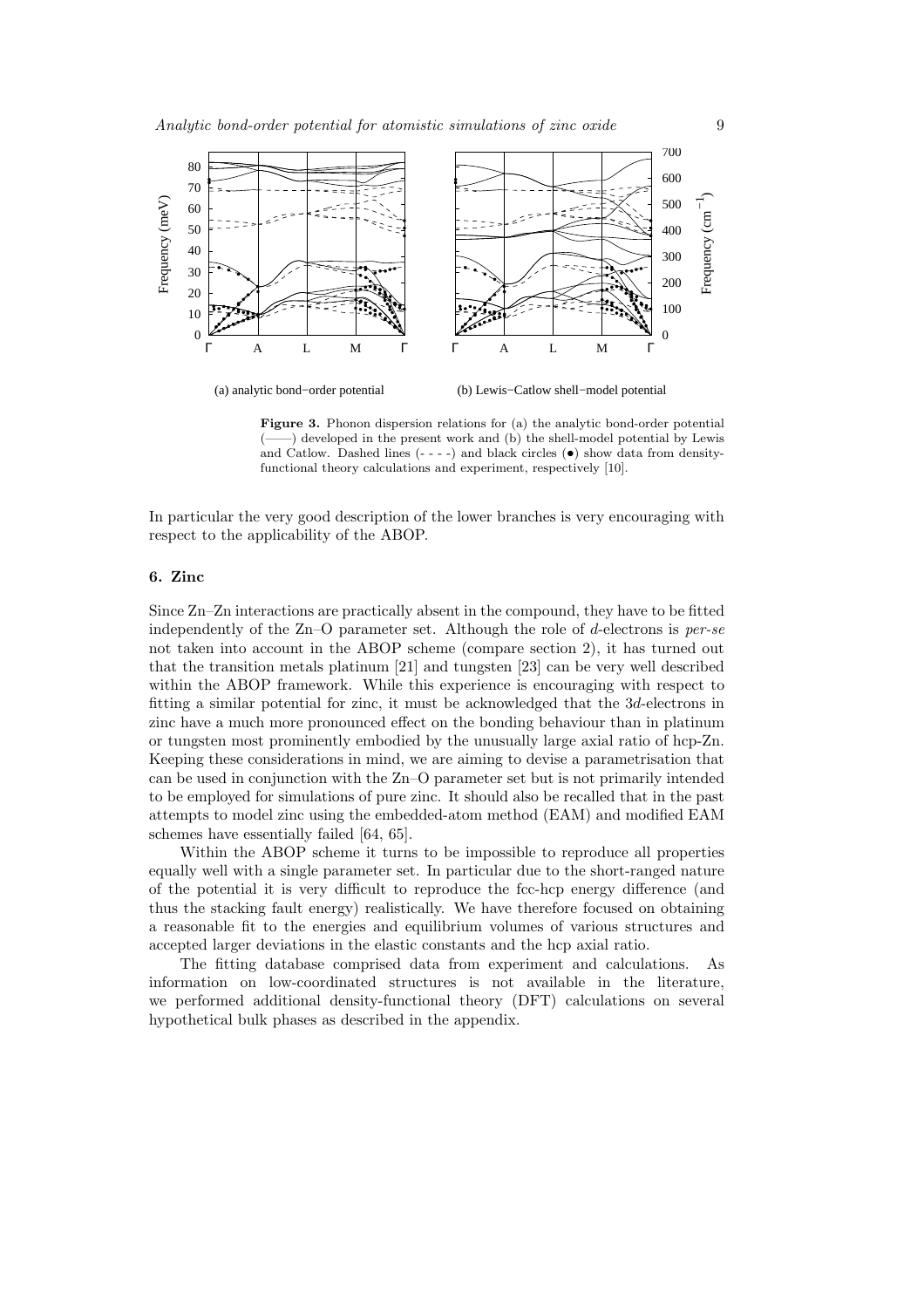(a) analytic bond−order potential (b) Lewis−Catlow shell−model potential

**Figure 3.** Phonon dispersion relations for (a) the analytic bond-order potential (——) developed in the present work and (b) the shell-model potential by Lewis and Catlow. Dashed lines (- - - -) and black circles (•) show data from density-functional theory calculations and experiment, respectively [10].

In particular the very good description of the lower branches is very encouraging with respect to the applicability of the ABOP.

## 6. Zinc

Since Zn–Zn interactions are practically absent in the compound, they have to be fitted independently of the Zn–O parameter set. Although the role of $d$-electrons is *per-se* not taken into account in the ABOP scheme (compare section 2), it has turned out that the transition metals platinum [21] and tungsten [23] can be very well described within the ABOP framework. While this experience is encouraging with respect to fitting a similar potential for zinc, it must be acknowledged that the $3d$-electrons in zinc have a much more pronounced effect on the bonding behaviour than in platinum or tungsten most prominently embodied by the unusually large axial ratio of hcp-Zn. Keeping these considerations in mind, we are aiming to devise a parametrisation that can be used in conjunction with the Zn–O parameter set but is not primarily intended to be employed for simulations of pure zinc. It should also be recalled that in the past attempts to model zinc using the embedded-atom method (EAM) and modified EAM schemes have essentially failed [64, 65].

Within the ABOP scheme it turns to be impossible to reproduce all properties equally well with a single parameter set. In particular due to the short-ranged nature of the potential it is very difficult to reproduce the fcc-hcp energy difference (and thus the stacking fault energy) realistically. We have therefore focused on obtaining a reasonable fit to the energies and equilibrium volumes of various structures and accepted larger deviations in the elastic constants and the hcp axial ratio.

The fitting database comprised data from experiment and calculations. As information on low-coordinated structures is not available in the literature, we performed additional density-functional theory (DFT) calculations on several hypothetical bulk phases as described in the appendix.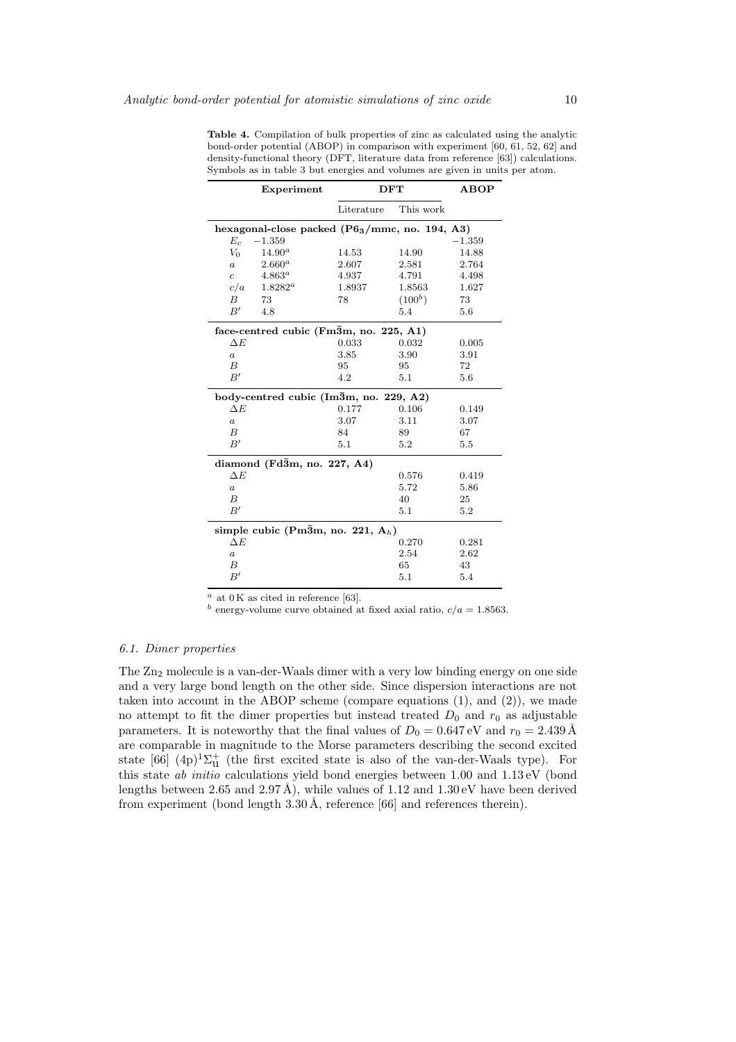**Table 4.** Compilation of bulk properties of zinc as calculated using the analytic bond-order potential (ABOP) in comparison with experiment [60, 61, 52, 62] and density-functional theory (DFT, literature data from reference [63]) calculations. Symbols as in table 3 but energies and volumes are given in units per atom.

| | Experiment | DFT | | ABOP |
|---|---|---|---|---|
| | | Literature | This work | |
| **hexagonal-close packed ($P6_3/mmc$, no. 194, A3)** | | | | |
| $E_c$ | $-1.359$ | | | $-1.359$ |
| $V_0$ | $14.90^a$ | 14.53 | 14.90 | 14.88 |
| $a$ | $2.660^a$ | 2.607 | 2.581 | 2.764 |
| $c$ | $4.863^a$ | 4.937 | 4.791 | 4.498 |
| $c/a$ | $1.8282^a$ | 1.8937 | 1.8563 | 1.627 |
| $B$ | 73 | 78 | $(100^b)$ | 73 |
| $B'$ | 4.8 | | 5.4 | 5.6 |
| **face-centred cubic ($Fm\bar{3}m$, no. 225, A1)** | | | | |
| $\Delta E$ | | 0.033 | 0.032 | 0.005 |
| $a$ | | 3.85 | 3.90 | 3.91 |
| $B$ | | 95 | 95 | 72 |
| $B'$ | | 4.2 | 5.1 | 5.6 |
| **body-centred cubic ($Im\bar{3}m$, no. 229, A2)** | | | | |
| $\Delta E$ | | 0.177 | 0.106 | 0.149 |
| $a$ | | 3.07 | 3.11 | 3.07 |
| $B$ | | 84 | 89 | 67 |
| $B'$ | | 5.1 | 5.2 | 5.5 |
| **diamond ($Fd\bar{3}m$, no. 227, A4)** | | | | |
| $\Delta E$ | | | 0.576 | 0.419 |
| $a$ | | | 5.72 | 5.86 |
| $B$ | | | 40 | 25 |
| $B'$ | | | 5.1 | 5.2 |
| **simple cubic ($Pm\bar{3}m$, no. 221, $A_h$)** | | | | |
| $\Delta E$ | | | 0.270 | 0.281 |
| $a$ | | | 2.54 | 2.62 |
| $B$ | | | 65 | 43 |
| $B'$ | | | 5.1 | 5.4 |

[a] at 0 K as cited in reference [63].
[b] energy-volume curve obtained at fixed axial ratio, $c/a = 1.8563$.

### 6.1. Dimer properties

The $Zn_2$ molecule is a van-der-Waals dimer with a very low binding energy on one side and a very large bond length on the other side. Since dispersion interactions are not taken into account in the ABOP scheme (compare equations (1), and (2)), we made no attempt to fit the dimer properties but instead treated $D_0$ and $r_0$ as adjustable parameters. It is noteworthy that the final values of $D_0 = 0.647$ eV and $r_0 = 2.439$ Å are comparable in magnitude to the Morse parameters describing the second excited state [66] $(4p)^1\Sigma_u^+$ (the first excited state is also of the van-der-Waals type). For this state *ab initio* calculations yield bond energies between 1.00 and 1.13 eV (bond lengths between 2.65 and 2.97 Å), while values of 1.12 and 1.30 eV have been derived from experiment (bond length 3.30 Å, reference [66] and references therein).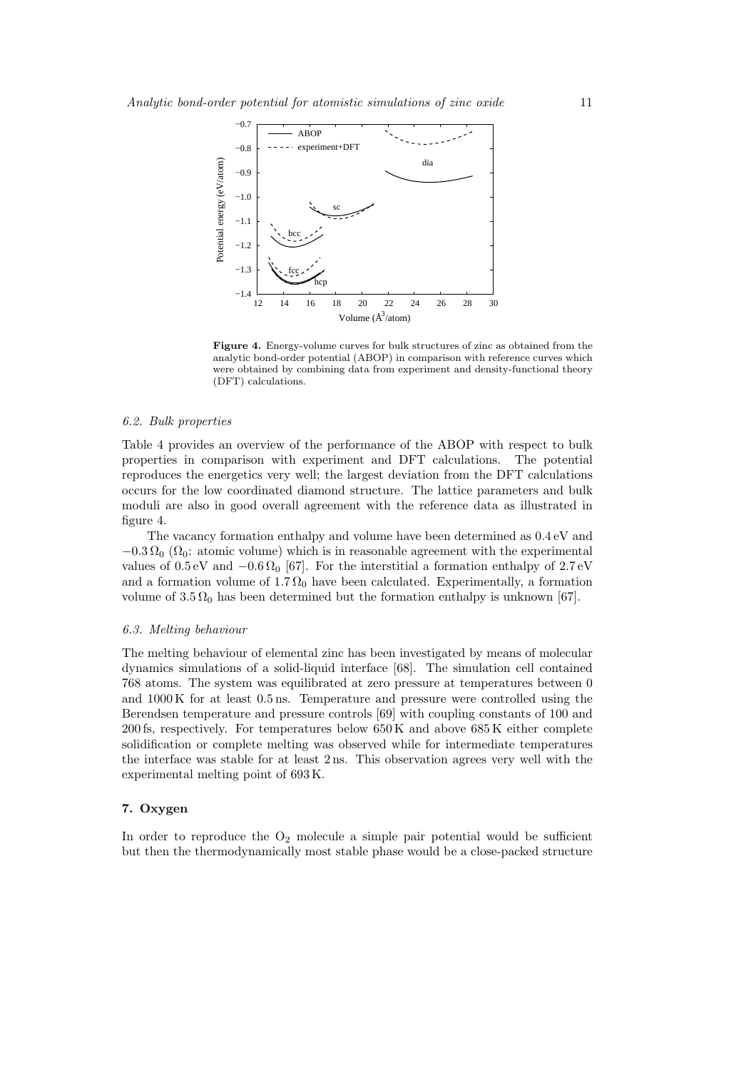**Figure 4.** Energy-volume curves for bulk structures of zinc as obtained from the analytic bond-order potential (ABOP) in comparison with reference curves which were obtained by combining data from experiment and density-functional theory (DFT) calculations.

### *6.2. Bulk properties*

Table 4 provides an overview of the performance of the ABOP with respect to bulk properties in comparison with experiment and DFT calculations. The potential reproduces the energetics very well; the largest deviation from the DFT calculations occurs for the low coordinated diamond structure. The lattice parameters and bulk moduli are also in good overall agreement with the reference data as illustrated in figure 4.

The vacancy formation enthalpy and volume have been determined as 0.4 eV and $-0.3\,\Omega_0$ ($\Omega_0$: atomic volume) which is in reasonable agreement with the experimental values of 0.5 eV and $-0.6\,\Omega_0$ [67]. For the interstitial a formation enthalpy of 2.7 eV and a formation volume of $1.7\,\Omega_0$ have been calculated. Experimentally, a formation volume of $3.5\,\Omega_0$ has been determined but the formation enthalpy is unknown [67].

### *6.3. Melting behaviour*

The melting behaviour of elemental zinc has been investigated by means of molecular dynamics simulations of a solid-liquid interface [68]. The simulation cell contained 768 atoms. The system was equilibrated at zero pressure at temperatures between 0 and 1000 K for at least 0.5 ns. Temperature and pressure were controlled using the Berendsen temperature and pressure controls [69] with coupling constants of 100 and 200 fs, respectively. For temperatures below 650 K and above 685 K either complete solidification or complete melting was observed while for intermediate temperatures the interface was stable for at least 2 ns. This observation agrees very well with the experimental melting point of 693 K.

## **7. Oxygen**

In order to reproduce the $O_2$ molecule a simple pair potential would be sufficient but then the thermodynamically most stable phase would be a close-packed structure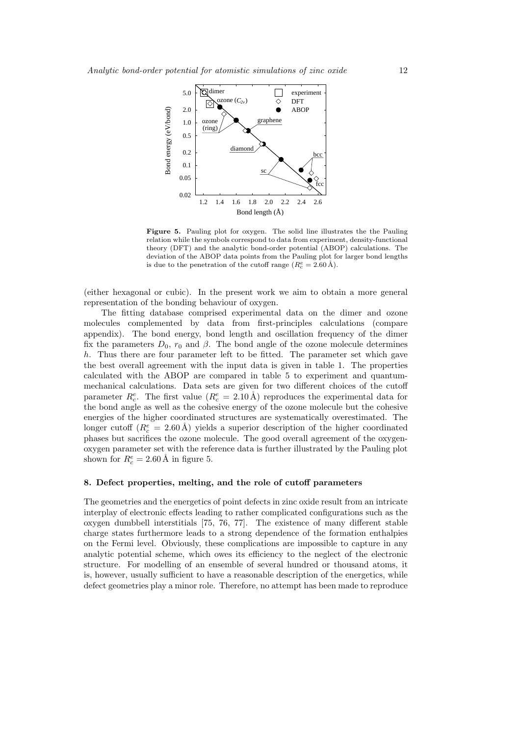**Figure 5.** Pauling plot for oxygen. The solid line illustrates the the Pauling relation while the symbols correspond to data from experiment, density-functional theory (DFT) and the analytic bond-order potential (ABOP) calculations. The deviation of the ABOP data points from the Pauling plot for larger bond lengths is due to the penetration of the cutoff range ($R_c^e = 2.60$ Å).

(either hexagonal or cubic). In the present work we aim to obtain a more general representation of the bonding behaviour of oxygen.

The fitting database comprised experimental data on the dimer and ozone molecules complemented by data from first-principles calculations (compare appendix). The bond energy, bond length and oscillation frequency of the dimer fix the parameters $D_0$, $r_0$ and $\beta$. The bond angle of the ozone molecule determines $h$. Thus there are four parameter left to be fitted. The parameter set which gave the best overall agreement with the input data is given in table 1. The properties calculated with the ABOP are compared in table 5 to experiment and quantum-mechanical calculations. Data sets are given for two different choices of the cutoff parameter $R_c^e$. The first value ($R_c^e = 2.10$ Å) reproduces the experimental data for the bond angle as well as the cohesive energy of the ozone molecule but the cohesive energies of the higher coordinated structures are systematically overestimated. The longer cutoff ($R_c^e = 2.60$ Å) yields a superior description of the higher coordinated phases but sacrifices the ozone molecule. The good overall agreement of the oxygen-oxygen parameter set with the reference data is further illustrated by the Pauling plot shown for $R_c^e = 2.60$ Å in figure 5.

## 8. Defect properties, melting, and the role of cutoff parameters

The geometries and the energetics of point defects in zinc oxide result from an intricate interplay of electronic effects leading to rather complicated configurations such as the oxygen dumbbell interstitials [75, 76, 77]. The existence of many different stable charge states furthermore leads to a strong dependence of the formation enthalpies on the Fermi level. Obviously, these complications are impossible to capture in any analytic potential scheme, which owes its efficiency to the neglect of the electronic structure. For modelling of an ensemble of several hundred or thousand atoms, it is, however, usually sufficient to have a reasonable description of the energetics, while defect geometries play a minor role. Therefore, no attempt has been made to reproduce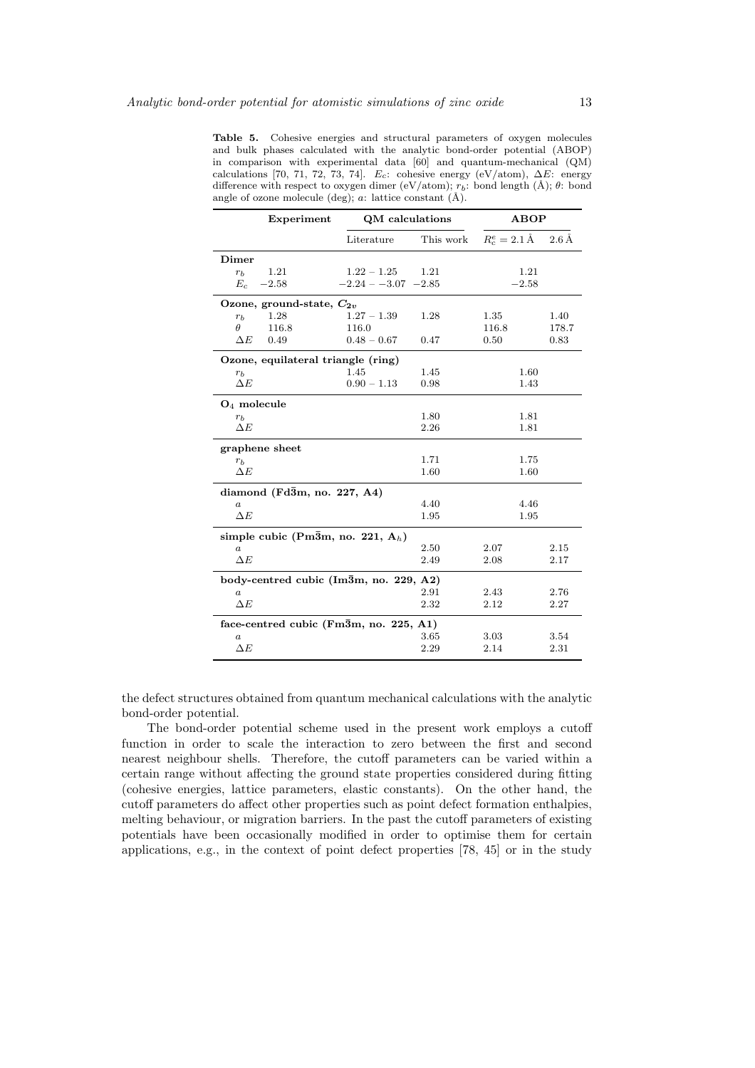**Table 5.** Cohesive energies and structural parameters of oxygen molecules and bulk phases calculated with the analytic bond-order potential (ABOP) in comparison with experimental data [60] and quantum-mechanical (QM) calculations [70, 71, 72, 73, 74]. $E_c$: cohesive energy (eV/atom), $\Delta E$: energy difference with respect to oxygen dimer (eV/atom); $r_b$: bond length (Å); $\theta$: bond angle of ozone molecule (deg); $a$: lattice constant (Å).

| | Experiment | QM calculations | | ABOP | |
|---|---|---|---|---|---|
| | | Literature | This work | $R_c^e = 2.1$ Å | 2.6 Å |
| **Dimer** | | | | | |
| $r_b$ | 1.21 | 1.22 – 1.25 | 1.21 | 1.21 | |
| $E_c$ | −2.58 | −2.24 – −3.07 | −2.85 | −2.58 | |
| **Ozone, ground-state, $C_{2v}$** | | | | | |
| $r_b$ | 1.28 | 1.27 – 1.39 | 1.28 | 1.35 | 1.40 |
| $\theta$ | 116.8 | 116.0 | | 116.8 | 178.7 |
| $\Delta E$ | 0.49 | 0.48 – 0.67 | 0.47 | 0.50 | 0.83 |
| **Ozone, equilateral triangle (ring)** | | | | | |
| $r_b$ | | 1.45 | 1.45 | 1.60 | |
| $\Delta E$ | | 0.90 – 1.13 | 0.98 | 1.43 | |
| **$O_4$ molecule** | | | | | |
| $r_b$ | | | 1.80 | 1.81 | |
| $\Delta E$ | | | 2.26 | 1.81 | |
| **graphene sheet** | | | | | |
| $r_b$ | | | 1.71 | 1.75 | |
| $\Delta E$ | | | 1.60 | 1.60 | |
| **diamond (Fd$\bar{3}$m, no. 227, A4)** | | | | | |
| $a$ | | | 4.40 | 4.46 | |
| $\Delta E$ | | | 1.95 | 1.95 | |
| **simple cubic (Pm$\bar{3}$m, no. 221, $A_h$)** | | | | | |
| $a$ | | | 2.50 | 2.07 | 2.15 |
| $\Delta E$ | | | 2.49 | 2.08 | 2.17 |
| **body-centred cubic (Im$\bar{3}$m, no. 229, A2)** | | | | | |
| $a$ | | | 2.91 | 2.43 | 2.76 |
| $\Delta E$ | | | 2.32 | 2.12 | 2.27 |
| **face-centred cubic (Fm$\bar{3}$m, no. 225, A1)** | | | | | |
| $a$ | | | 3.65 | 3.03 | 3.54 |
| $\Delta E$ | | | 2.29 | 2.14 | 2.31 |

the defect structures obtained from quantum mechanical calculations with the analytic bond-order potential.

The bond-order potential scheme used in the present work employs a cutoff function in order to scale the interaction to zero between the first and second nearest neighbour shells. Therefore, the cutoff parameters can be varied within a certain range without affecting the ground state properties considered during fitting (cohesive energies, lattice parameters, elastic constants). On the other hand, the cutoff parameters do affect other properties such as point defect formation enthalpies, melting behaviour, or migration barriers. In the past the cutoff parameters of existing potentials have been occasionally modified in order to optimise them for certain applications, e.g., in the context of point defect properties [78, 45] or in the study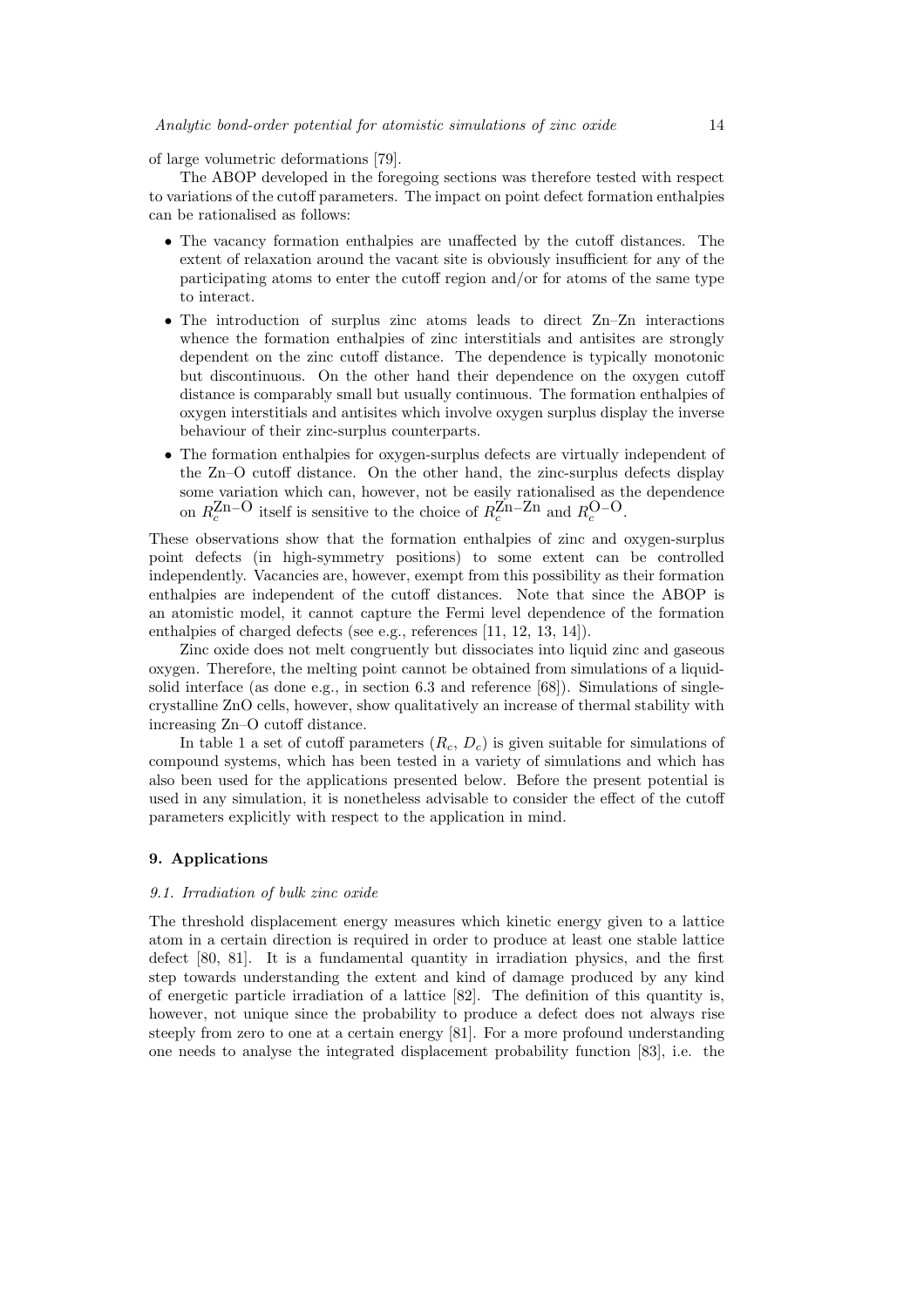of large volumetric deformations [79].

The ABOP developed in the foregoing sections was therefore tested with respect to variations of the cutoff parameters. The impact on point defect formation enthalpies can be rationalised as follows:

- The vacancy formation enthalpies are unaffected by the cutoff distances. The extent of relaxation around the vacant site is obviously insufficient for any of the participating atoms to enter the cutoff region and/or for atoms of the same type to interact.
- The introduction of surplus zinc atoms leads to direct Zn–Zn interactions whence the formation enthalpies of zinc interstitials and antisites are strongly dependent on the zinc cutoff distance. The dependence is typically monotonic but discontinuous. On the other hand their dependence on the oxygen cutoff distance is comparably small but usually continuous. The formation enthalpies of oxygen interstitials and antisites which involve oxygen surplus display the inverse behaviour of their zinc-surplus counterparts.
- The formation enthalpies for oxygen-surplus defects are virtually independent of the Zn–O cutoff distance. On the other hand, the zinc-surplus defects display some variation which can, however, not be easily rationalised as the dependence on $R_c^{\mathrm{Zn-O}}$ itself is sensitive to the choice of $R_c^{\mathrm{Zn-Zn}}$ and $R_c^{\mathrm{O-O}}$.

These observations show that the formation enthalpies of zinc and oxygen-surplus point defects (in high-symmetry positions) to some extent can be controlled independently. Vacancies are, however, exempt from this possibility as their formation enthalpies are independent of the cutoff distances. Note that since the ABOP is an atomistic model, it cannot capture the Fermi level dependence of the formation enthalpies of charged defects (see e.g., references [11, 12, 13, 14]).

Zinc oxide does not melt congruently but dissociates into liquid zinc and gaseous oxygen. Therefore, the melting point cannot be obtained from simulations of a liquid-solid interface (as done e.g., in section 6.3 and reference [68]). Simulations of single-crystalline ZnO cells, however, show qualitatively an increase of thermal stability with increasing Zn–O cutoff distance.

In table 1 a set of cutoff parameters ($R_c$, $D_c$) is given suitable for simulations of compound systems, which has been tested in a variety of simulations and which has also been used for the applications presented below. Before the present potential is used in any simulation, it is nonetheless advisable to consider the effect of the cutoff parameters explicitly with respect to the application in mind.

## 9. Applications

### *9.1. Irradiation of bulk zinc oxide*

The threshold displacement energy measures which kinetic energy given to a lattice atom in a certain direction is required in order to produce at least one stable lattice defect [80, 81]. It is a fundamental quantity in irradiation physics, and the first step towards understanding the extent and kind of damage produced by any kind of energetic particle irradiation of a lattice [82]. The definition of this quantity is, however, not unique since the probability to produce a defect does not always rise steeply from zero to one at a certain energy [81]. For a more profound understanding one needs to analyse the integrated displacement probability function [83], i.e. the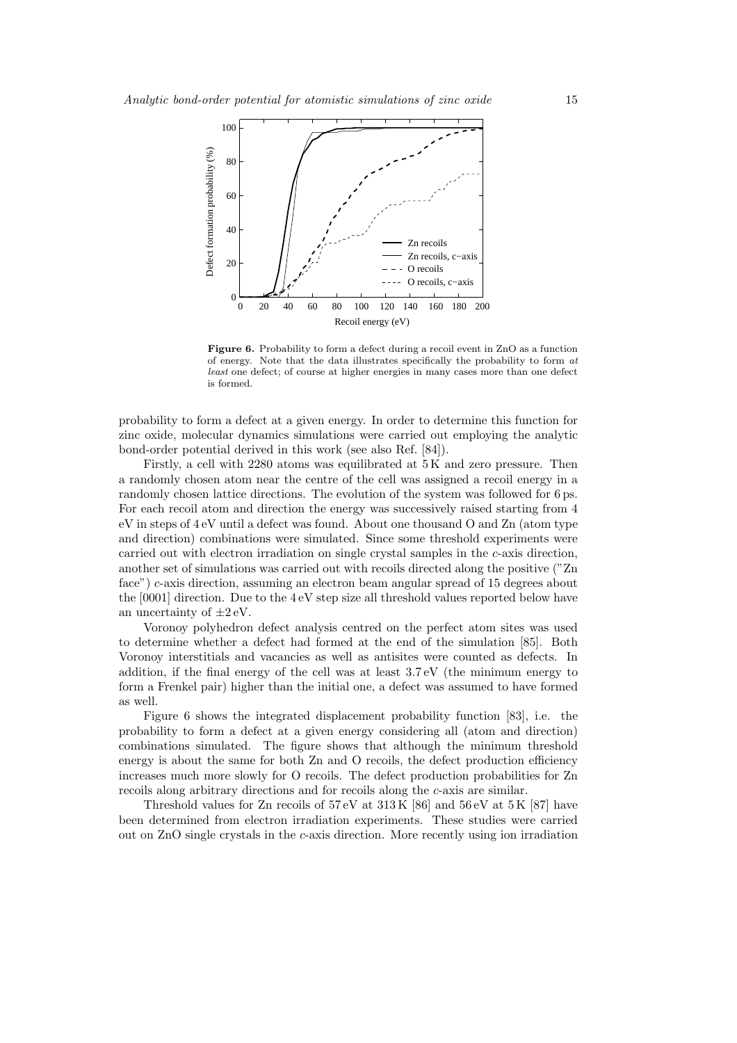**Figure 6.** Probability to form a defect during a recoil event in ZnO as a function of energy. Note that the data illustrates specifically the probability to form *at least* one defect; of course at higher energies in many cases more than one defect is formed.

probability to form a defect at a given energy. In order to determine this function for zinc oxide, molecular dynamics simulations were carried out employing the analytic bond-order potential derived in this work (see also Ref. [84]).

Firstly, a cell with 2280 atoms was equilibrated at 5 K and zero pressure. Then a randomly chosen atom near the centre of the cell was assigned a recoil energy in a randomly chosen lattice directions. The evolution of the system was followed for 6 ps. For each recoil atom and direction the energy was successively raised starting from 4 eV in steps of 4 eV until a defect was found. About one thousand O and Zn (atom type and direction) combinations were simulated. Since some threshold experiments were carried out with electron irradiation on single crystal samples in the *c*-axis direction, another set of simulations was carried out with recoils directed along the positive ("Zn face") *c*-axis direction, assuming an electron beam angular spread of 15 degrees about the [0001] direction. Due to the 4 eV step size all threshold values reported below have an uncertainty of $\pm 2$ eV.

Voronoy polyhedron defect analysis centred on the perfect atom sites was used to determine whether a defect had formed at the end of the simulation [85]. Both Voronoy interstitials and vacancies as well as antisites were counted as defects. In addition, if the final energy of the cell was at least 3.7 eV (the minimum energy to form a Frenkel pair) higher than the initial one, a defect was assumed to have formed as well.

Figure 6 shows the integrated displacement probability function [83], i.e. the probability to form a defect at a given energy considering all (atom and direction) combinations simulated. The figure shows that although the minimum threshold energy is about the same for both Zn and O recoils, the defect production efficiency increases much more slowly for O recoils. The defect production probabilities for Zn recoils along arbitrary directions and for recoils along the *c*-axis are similar.

Threshold values for Zn recoils of 57 eV at 313 K [86] and 56 eV at 5 K [87] have been determined from electron irradiation experiments. These studies were carried out on ZnO single crystals in the *c*-axis direction. More recently using ion irradiation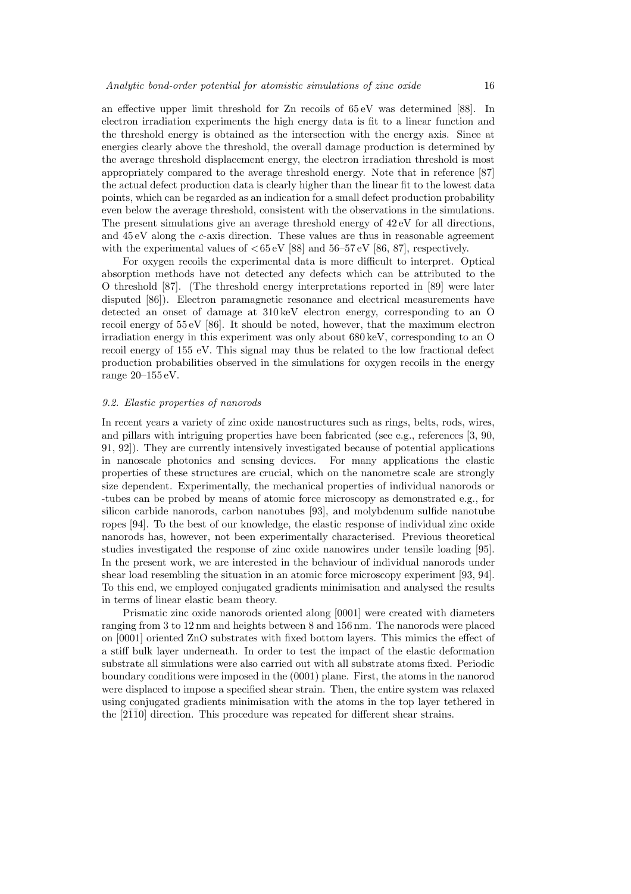an effective upper limit threshold for Zn recoils of 65 eV was determined [88]. In electron irradiation experiments the high energy data is fit to a linear function and the threshold energy is obtained as the intersection with the energy axis. Since at energies clearly above the threshold, the overall damage production is determined by the average threshold displacement energy, the electron irradiation threshold is most appropriately compared to the average threshold energy. Note that in reference [87] the actual defect production data is clearly higher than the linear fit to the lowest data points, which can be regarded as an indication for a small defect production probability even below the average threshold, consistent with the observations in the simulations. The present simulations give an average threshold energy of 42 eV for all directions, and 45 eV along the $c$-axis direction. These values are thus in reasonable agreement with the experimental values of $<65$ eV [88] and 56–57 eV [86, 87], respectively.

For oxygen recoils the experimental data is more difficult to interpret. Optical absorption methods have not detected any defects which can be attributed to the O threshold [87]. (The threshold energy interpretations reported in [89] were later disputed [86]). Electron paramagnetic resonance and electrical measurements have detected an onset of damage at 310 keV electron energy, corresponding to an O recoil energy of 55 eV [86]. It should be noted, however, that the maximum electron irradiation energy in this experiment was only about 680 keV, corresponding to an O recoil energy of 155 eV. This signal may thus be related to the low fractional defect production probabilities observed in the simulations for oxygen recoils in the energy range 20–155 eV.

### *9.2. Elastic properties of nanorods*

In recent years a variety of zinc oxide nanostructures such as rings, belts, rods, wires, and pillars with intriguing properties have been fabricated (see e.g., references [3, 90, 91, 92]). They are currently intensively investigated because of potential applications in nanoscale photonics and sensing devices. For many applications the elastic properties of these structures are crucial, which on the nanometre scale are strongly size dependent. Experimentally, the mechanical properties of individual nanorods or -tubes can be probed by means of atomic force microscopy as demonstrated e.g., for silicon carbide nanorods, carbon nanotubes [93], and molybdenum sulfide nanotube ropes [94]. To the best of our knowledge, the elastic response of individual zinc oxide nanorods has, however, not been experimentally characterised. Previous theoretical studies investigated the response of zinc oxide nanowires under tensile loading [95]. In the present work, we are interested in the behaviour of individual nanorods under shear load resembling the situation in an atomic force microscopy experiment [93, 94]. To this end, we employed conjugated gradients minimisation and analysed the results in terms of linear elastic beam theory.

Prismatic zinc oxide nanorods oriented along [0001] were created with diameters ranging from 3 to 12 nm and heights between 8 and 156 nm. The nanorods were placed on [0001] oriented ZnO substrates with fixed bottom layers. This mimics the effect of a stiff bulk layer underneath. In order to test the impact of the elastic deformation substrate all simulations were also carried out with all substrate atoms fixed. Periodic boundary conditions were imposed in the (0001) plane. First, the atoms in the nanorod were displaced to impose a specified shear strain. Then, the entire system was relaxed using conjugated gradients minimisation with the atoms in the top layer tethered in the $[2\bar{1}\bar{1}0]$ direction. This procedure was repeated for different shear strains.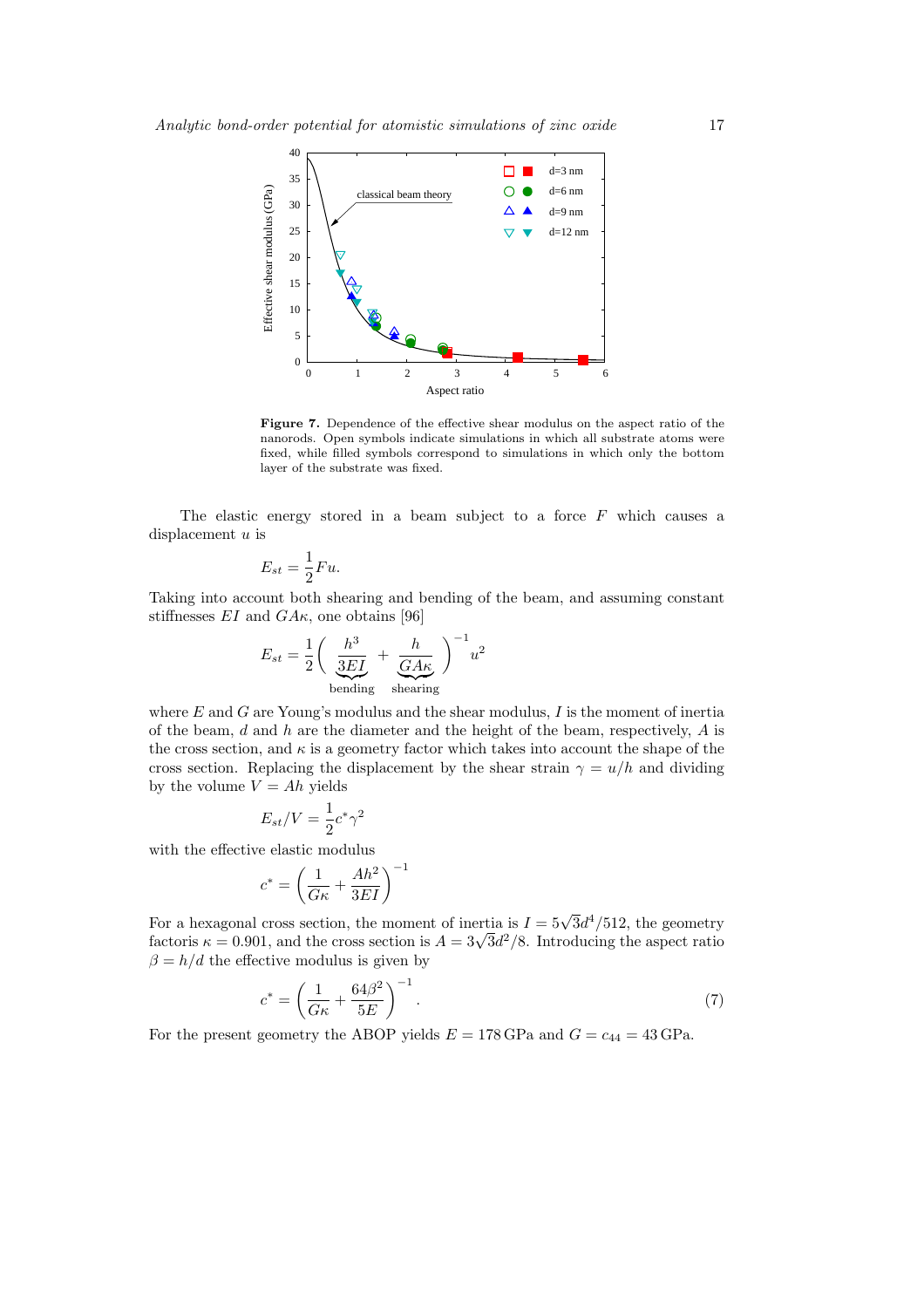**Figure 7.** Dependence of the effective shear modulus on the aspect ratio of the nanorods. Open symbols indicate simulations in which all substrate atoms were fixed, while filled symbols correspond to simulations in which only the bottom layer of the substrate was fixed.

The elastic energy stored in a beam subject to a force $F$ which causes a displacement $u$ is

$$E_{st} = \frac{1}{2} F u.$$

Taking into account both shearing and bending of the beam, and assuming constant stiffnesses $EI$ and $GA\kappa$, one obtains [96]

$$E_{st} = \frac{1}{2} \Bigg( \underbrace{\frac{h^3}{3EI}}_{\text{bending}} + \underbrace{\frac{h}{GA\kappa}}_{\text{shearing}} \Bigg)^{-1} u^2$$

where $E$ and $G$ are Young's modulus and the shear modulus, $I$ is the moment of inertia of the beam, $d$ and $h$ are the diameter and the height of the beam, respectively, $A$ is the cross section, and $\kappa$ is a geometry factor which takes into account the shape of the cross section. Replacing the displacement by the shear strain $\gamma = u/h$ and dividing by the volume $V = Ah$ yields

$$E_{st}/V = \frac{1}{2} c^* \gamma^2$$

with the effective elastic modulus

$$c^* = \left( \frac{1}{G\kappa} + \frac{Ah^2}{3EI} \right)^{-1}$$

For a hexagonal cross section, the moment of inertia is $I = 5\sqrt{3}d^4/512$, the geometry factoris $\kappa = 0.901$, and the cross section is $A = 3\sqrt{3}d^2/8$. Introducing the aspect ratio $\beta = h/d$ the effective modulus is given by

$$c^* = \left( \frac{1}{G\kappa} + \frac{64\beta^2}{5E} \right)^{-1}. \tag{7}$$

For the present geometry the ABOP yields $E = 178\,\text{GPa}$ and $G = c_{44} = 43\,\text{GPa}$.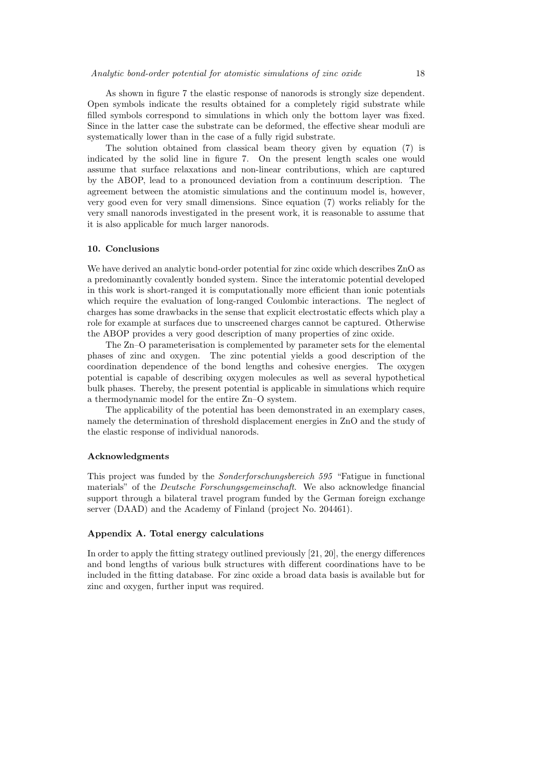As shown in figure 7 the elastic response of nanorods is strongly size dependent. Open symbols indicate the results obtained for a completely rigid substrate while filled symbols correspond to simulations in which only the bottom layer was fixed. Since in the latter case the substrate can be deformed, the effective shear moduli are systematically lower than in the case of a fully rigid substrate.

The solution obtained from classical beam theory given by equation (7) is indicated by the solid line in figure 7. On the present length scales one would assume that surface relaxations and non-linear contributions, which are captured by the ABOP, lead to a pronounced deviation from a continuum description. The agreement between the atomistic simulations and the continuum model is, however, very good even for very small dimensions. Since equation (7) works reliably for the very small nanorods investigated in the present work, it is reasonable to assume that it is also applicable for much larger nanorods.

## 10. Conclusions

We have derived an analytic bond-order potential for zinc oxide which describes ZnO as a predominantly covalently bonded system. Since the interatomic potential developed in this work is short-ranged it is computationally more efficient than ionic potentials which require the evaluation of long-ranged Coulombic interactions. The neglect of charges has some drawbacks in the sense that explicit electrostatic effects which play a role for example at surfaces due to unscreened charges cannot be captured. Otherwise the ABOP provides a very good description of many properties of zinc oxide.

The Zn–O parameterisation is complemented by parameter sets for the elemental phases of zinc and oxygen. The zinc potential yields a good description of the coordination dependence of the bond lengths and cohesive energies. The oxygen potential is capable of describing oxygen molecules as well as several hypothetical bulk phases. Thereby, the present potential is applicable in simulations which require a thermodynamic model for the entire Zn–O system.

The applicability of the potential has been demonstrated in an exemplary cases, namely the determination of threshold displacement energies in ZnO and the study of the elastic response of individual nanorods.

### Acknowledgments

This project was funded by the *Sonderforschungsbereich 595* "Fatigue in functional materials" of the *Deutsche Forschungsgemeinschaft*. We also acknowledge financial support through a bilateral travel program funded by the German foreign exchange server (DAAD) and the Academy of Finland (project No. 204461).

### Appendix A. Total energy calculations

In order to apply the fitting strategy outlined previously [21, 20], the energy differences and bond lengths of various bulk structures with different coordinations have to be included in the fitting database. For zinc oxide a broad data basis is available but for zinc and oxygen, further input was required.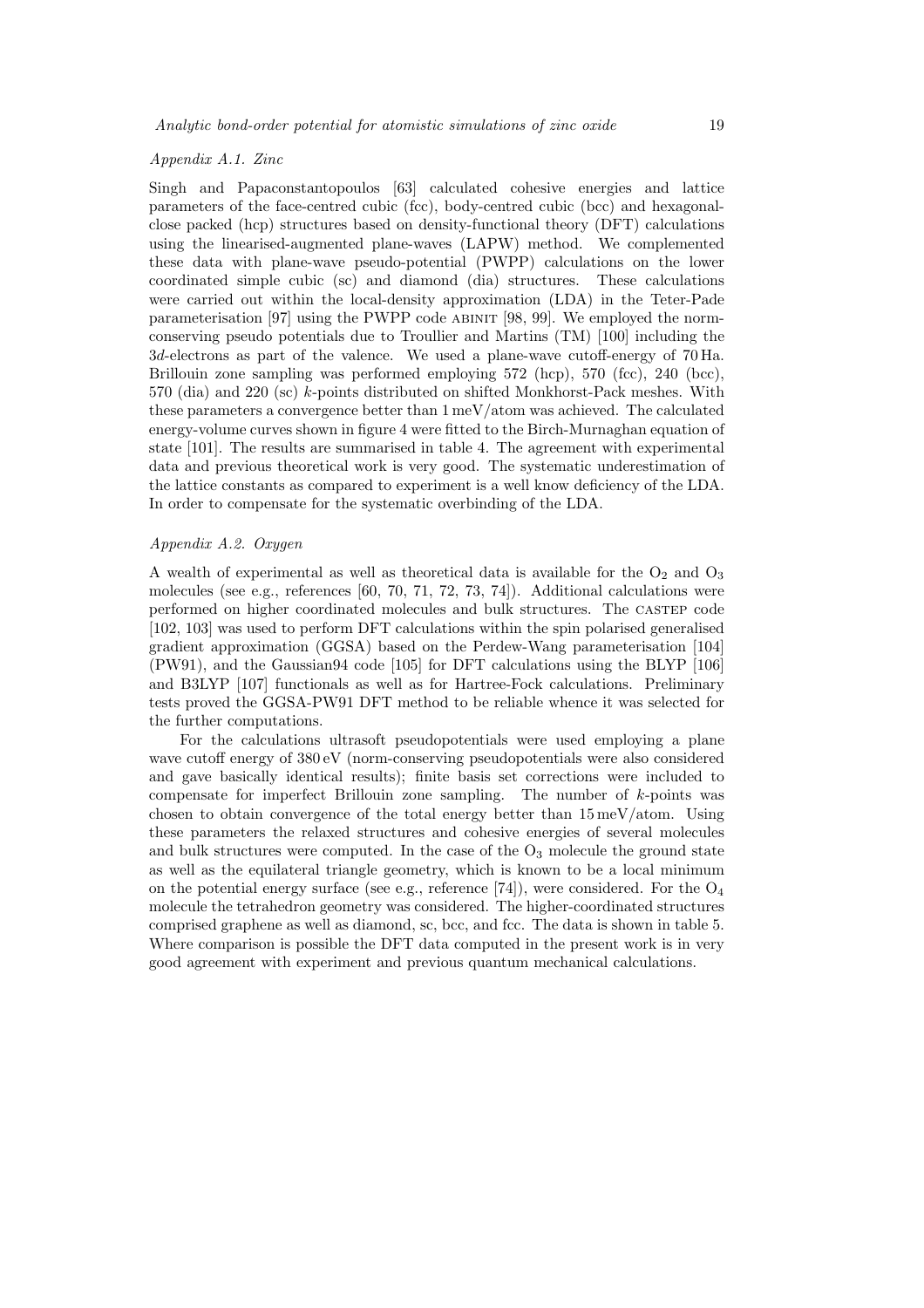### Appendix A.1. Zinc

Singh and Papaconstantopoulos [63] calculated cohesive energies and lattice parameters of the face-centred cubic (fcc), body-centred cubic (bcc) and hexagonal-close packed (hcp) structures based on density-functional theory (DFT) calculations using the linearised-augmented plane-waves (LAPW) method. We complemented these data with plane-wave pseudo-potential (PWPP) calculations on the lower coordinated simple cubic (sc) and diamond (dia) structures. These calculations were carried out within the local-density approximation (LDA) in the Teter-Pade parameterisation [97] using the PWPP code ABINIT [98, 99]. We employed the norm-conserving pseudo potentials due to Troullier and Martins (TM) [100] including the $3d$-electrons as part of the valence. We used a plane-wave cutoff-energy of 70 Ha. Brillouin zone sampling was performed employing 572 (hcp), 570 (fcc), 240 (bcc), 570 (dia) and 220 (sc) $k$-points distributed on shifted Monkhorst-Pack meshes. With these parameters a convergence better than 1 meV/atom was achieved. The calculated energy-volume curves shown in figure 4 were fitted to the Birch-Murnaghan equation of state [101]. The results are summarised in table 4. The agreement with experimental data and previous theoretical work is very good. The systematic underestimation of the lattice constants as compared to experiment is a well know deficiency of the LDA. In order to compensate for the systematic overbinding of the LDA.

### Appendix A.2. Oxygen

A wealth of experimental as well as theoretical data is available for the $O_2$ and $O_3$ molecules (see e.g., references [60, 70, 71, 72, 73, 74]). Additional calculations were performed on higher coordinated molecules and bulk structures. The CASTEP code [102, 103] was used to perform DFT calculations within the spin polarised generalised gradient approximation (GGSA) based on the Perdew-Wang parameterisation [104] (PW91), and the Gaussian94 code [105] for DFT calculations using the BLYP [106] and B3LYP [107] functionals as well as for Hartree-Fock calculations. Preliminary tests proved the GGSA-PW91 DFT method to be reliable whence it was selected for the further computations.

For the calculations ultrasoft pseudopotentials were used employing a plane wave cutoff energy of 380 eV (norm-conserving pseudopotentials were also considered and gave basically identical results); finite basis set corrections were included to compensate for imperfect Brillouin zone sampling. The number of $k$-points was chosen to obtain convergence of the total energy better than 15 meV/atom. Using these parameters the relaxed structures and cohesive energies of several molecules and bulk structures were computed. In the case of the $O_3$ molecule the ground state as well as the equilateral triangle geometry, which is known to be a local minimum on the potential energy surface (see e.g., reference [74]), were considered. For the $O_4$ molecule the tetrahedron geometry was considered. The higher-coordinated structures comprised graphene as well as diamond, sc, bcc, and fcc. The data is shown in table 5. Where comparison is possible the DFT data computed in the present work is in very good agreement with experiment and previous quantum mechanical calculations.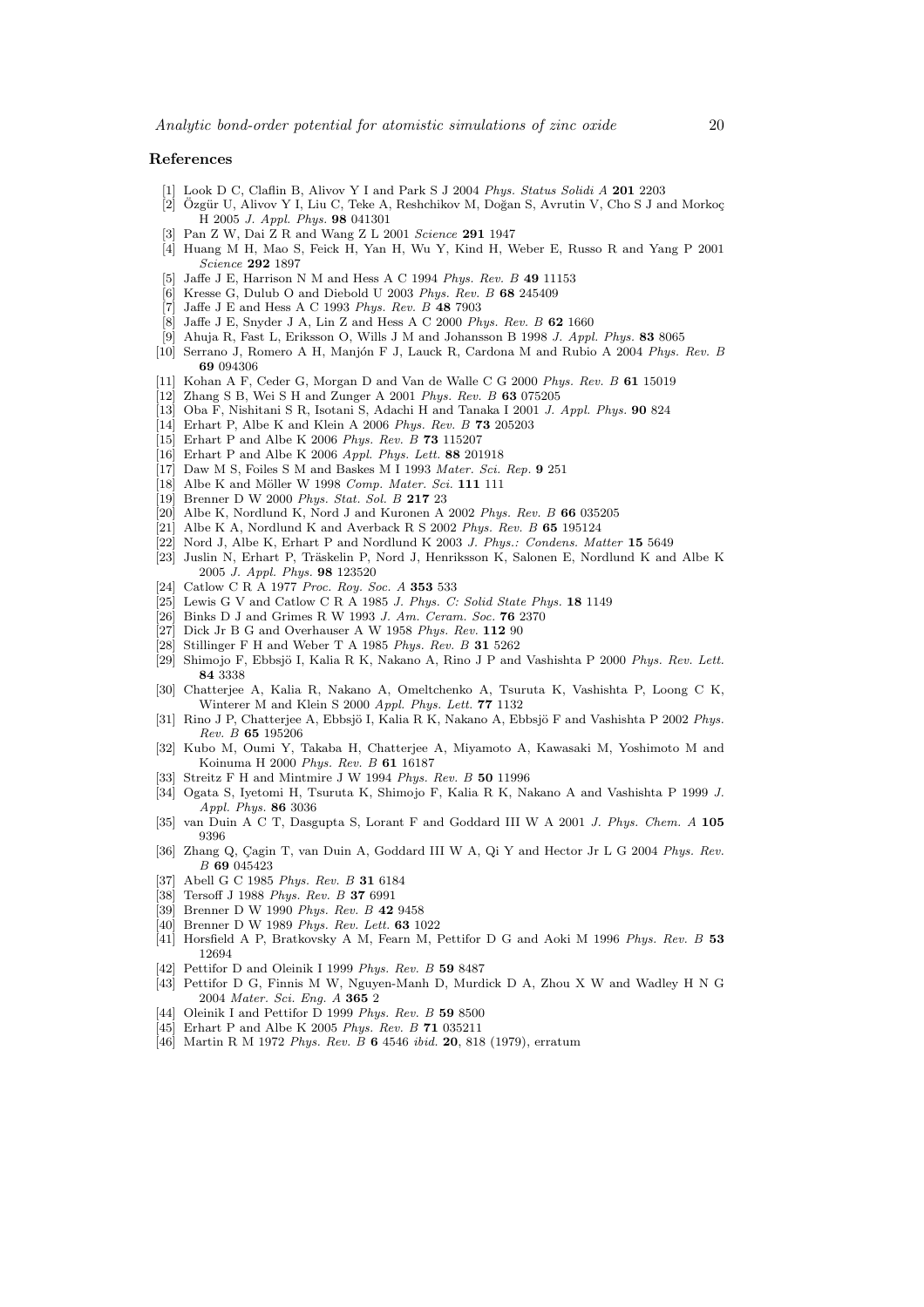## References

[1] Look D C, Claflin B, Alivov Y I and Park S J 2004 *Phys. Status Solidi A* **201** 2203

[2] Özgür U, Alivov Y I, Liu C, Teke A, Reshchikov M, Doğan S, Avrutin V, Cho S J and Morkoç H 2005 *J. Appl. Phys.* **98** 041301

[3] Pan Z W, Dai Z R and Wang Z L 2001 *Science* **291** 1947

[4] Huang M H, Mao S, Feick H, Yan H, Wu Y, Kind H, Weber E, Russo R and Yang P 2001 *Science* **292** 1897

[5] Jaffe J E, Harrison N M and Hess A C 1994 *Phys. Rev. B* **49** 11153

[6] Kresse G, Dulub O and Diebold U 2003 *Phys. Rev. B* **68** 245409

[7] Jaffe J E and Hess A C 1993 *Phys. Rev. B* **48** 7903

[8] Jaffe J E, Snyder J A, Lin Z and Hess A C 2000 *Phys. Rev. B* **62** 1660

[9] Ahuja R, Fast L, Eriksson O, Wills J M and Johansson B 1998 *J. Appl. Phys.* **83** 8065

[10] Serrano J, Romero A H, Manjón F J, Lauck R, Cardona M and Rubio A 2004 *Phys. Rev. B* **69** 094306

[11] Kohan A F, Ceder G, Morgan D and Van de Walle C G 2000 *Phys. Rev. B* **61** 15019

[12] Zhang S B, Wei S H and Zunger A 2001 *Phys. Rev. B* **63** 075205

[13] Oba F, Nishitani S R, Isotani S, Adachi H and Tanaka I 2001 *J. Appl. Phys.* **90** 824

[14] Erhart P, Albe K and Klein A 2006 *Phys. Rev. B* **73** 205203

[15] Erhart P and Albe K 2006 *Phys. Rev. B* **73** 115207

[16] Erhart P and Albe K 2006 *Appl. Phys. Lett.* **88** 201918

[17] Daw M S, Foiles S M and Baskes M I 1993 *Mater. Sci. Rep.* **9** 251

[18] Albe K and Möller W 1998 *Comp. Mater. Sci.* **111** 111

[19] Brenner D W 2000 *Phys. Stat. Sol. B* **217** 23

[20] Albe K, Nordlund K, Nord J and Kuronen A 2002 *Phys. Rev. B* **66** 035205

[21] Albe K A, Nordlund K and Averback R S 2002 *Phys. Rev. B* **65** 195124

[22] Nord J, Albe K, Erhart P and Nordlund K 2003 *J. Phys.: Condens. Matter* **15** 5649

[23] Juslin N, Erhart P, Träskelin P, Nord J, Henriksson K, Salonen E, Nordlund K and Albe K 2005 *J. Appl. Phys.* **98** 123520

[24] Catlow C R A 1977 *Proc. Roy. Soc. A* **353** 533

[25] Lewis G V and Catlow C R A 1985 *J. Phys. C: Solid State Phys.* **18** 1149

[26] Binks D J and Grimes R W 1993 *J. Am. Ceram. Soc.* **76** 2370

[27] Dick Jr B G and Overhauser A W 1958 *Phys. Rev.* **112** 90

[28] Stillinger F H and Weber T A 1985 *Phys. Rev. B* **31** 5262

[29] Shimojo F, Ebbsjö I, Kalia R K, Nakano A, Rino J P and Vashishta P 2000 *Phys. Rev. Lett.* **84** 3338

[30] Chatterjee A, Kalia R, Nakano A, Omeltchenko A, Tsuruta K, Vashishta P, Loong C K, Winterer M and Klein S 2000 *Appl. Phys. Lett.* **77** 1132

[31] Rino J P, Chatterjee A, Ebbsjö I, Kalia R K, Nakano A, Ebbsjö F and Vashishta P 2002 *Phys. Rev. B* **65** 195206

[32] Kubo M, Oumi Y, Takaba H, Chatterjee A, Miyamoto A, Kawasaki M, Yoshimoto M and Koinuma H 2000 *Phys. Rev. B* **61** 16187

[33] Streitz F H and Mintmire J W 1994 *Phys. Rev. B* **50** 11996

[34] Ogata S, Iyetomi H, Tsuruta K, Shimojo F, Kalia R K, Nakano A and Vashishta P 1999 *J. Appl. Phys.* **86** 3036

[35] van Duin A C T, Dasgupta S, Lorant F and Goddard III W A 2001 *J. Phys. Chem. A* **105** 9396

[36] Zhang Q, Çagin T, van Duin A, Goddard III W A, Qi Y and Hector Jr L G 2004 *Phys. Rev. B* **69** 045423

[37] Abell G C 1985 *Phys. Rev. B* **31** 6184

[38] Tersoff J 1988 *Phys. Rev. B* **37** 6991

[39] Brenner D W 1990 *Phys. Rev. B* **42** 9458

[40] Brenner D W 1989 *Phys. Rev. Lett.* **63** 1022

[41] Horsfield A P, Bratkovsky A M, Fearn M, Pettifor D G and Aoki M 1996 *Phys. Rev. B* **53** 12694

[42] Pettifor D and Oleinik I 1999 *Phys. Rev. B* **59** 8487

[43] Pettifor D G, Finnis M W, Nguyen-Manh D, Murdick D A, Zhou X W and Wadley H N G 2004 *Mater. Sci. Eng. A* **365** 2

[44] Oleinik I and Pettifor D 1999 *Phys. Rev. B* **59** 8500

[45] Erhart P and Albe K 2005 *Phys. Rev. B* **71** 035211

[46] Martin R M 1972 *Phys. Rev. B* **6** 4546 *ibid.* **20**, 818 (1979), erratum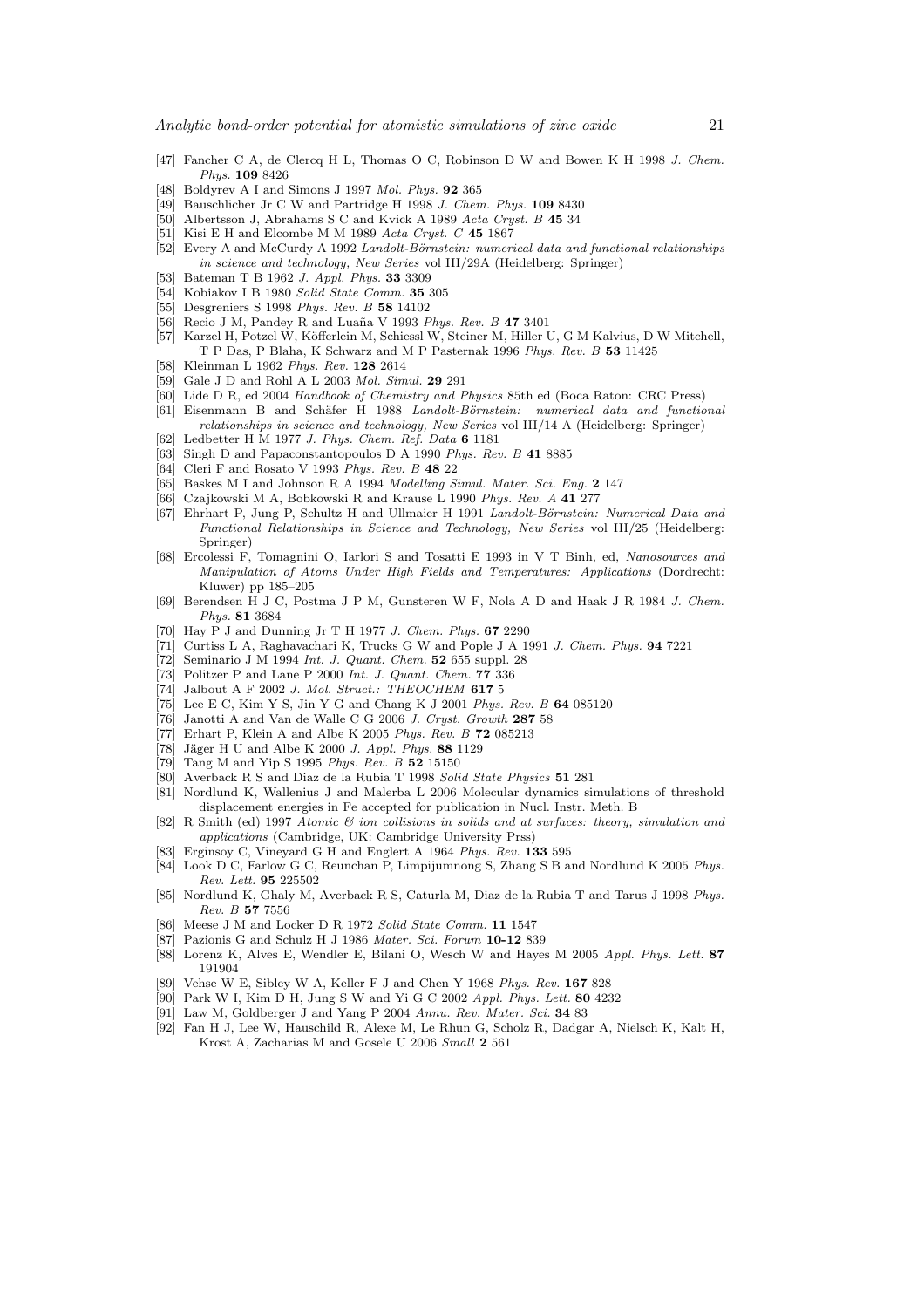[47] Fancher C A, de Clercq H L, Thomas O C, Robinson D W and Bowen K H 1998 *J. Chem. Phys.* **109** 8426

[48] Boldyrev A I and Simons J 1997 *Mol. Phys.* **92** 365

[49] Bauschlicher Jr C W and Partridge H 1998 *J. Chem. Phys.* **109** 8430

[50] Albertsson J, Abrahams S C and Kvick A 1989 *Acta Cryst. B* **45** 34

[51] Kisi E H and Elcombe M M 1989 *Acta Cryst. C* **45** 1867

[52] Every A and McCurdy A 1992 *Landolt-Börnstein: numerical data and functional relationships in science and technology, New Series* vol III/29A (Heidelberg: Springer)

[53] Bateman T B 1962 *J. Appl. Phys.* **33** 3309

[54] Kobiakov I B 1980 *Solid State Comm.* **35** 305

[55] Desgreniers S 1998 *Phys. Rev. B* **58** 14102

[56] Recio J M, Pandey R and Luaña V 1993 *Phys. Rev. B* **47** 3401

[57] Karzel H, Potzel W, Köfferlein M, Schiessl W, Steiner M, Hiller U, G M Kalvius, D W Mitchell, T P Das, P Blaha, K Schwarz and M P Pasternak 1996 *Phys. Rev. B* **53** 11425

[58] Kleinman L 1962 *Phys. Rev.* **128** 2614

[59] Gale J D and Rohl A L 2003 *Mol. Simul.* **29** 291

[60] Lide D R, ed 2004 *Handbook of Chemistry and Physics* 85th ed (Boca Raton: CRC Press)

[61] Eisenmann B and Schäfer H 1988 *Landolt-Börnstein: numerical data and functional relationships in science and technology, New Series* vol III/14 A (Heidelberg: Springer)

[62] Ledbetter H M 1977 *J. Phys. Chem. Ref. Data* **6** 1181

[63] Singh D and Papaconstantopoulos D A 1990 *Phys. Rev. B* **41** 8885

[64] Cleri F and Rosato V 1993 *Phys. Rev. B* **48** 22

[65] Baskes M I and Johnson R A 1994 *Modelling Simul. Mater. Sci. Eng.* **2** 147

[66] Czajkowski M A, Bobkowski R and Krause L 1990 *Phys. Rev. A* **41** 277

[67] Ehrhart P, Jung P, Schultz H and Ullmaier H 1991 *Landolt-Börnstein: Numerical Data and Functional Relationships in Science and Technology, New Series* vol III/25 (Heidelberg: Springer)

[68] Ercolessi F, Tomagnini O, Iarlori S and Tosatti E 1993 in V T Binh, ed, *Nanosources and Manipulation of Atoms Under High Fields and Temperatures: Applications* (Dordrecht: Kluwer) pp 185–205

[69] Berendsen H J C, Postma J P M, Gunsteren W F, Nola A D and Haak J R 1984 *J. Chem. Phys.* **81** 3684

[70] Hay P J and Dunning Jr T H 1977 *J. Chem. Phys.* **67** 2290

[71] Curtiss L A, Raghavachari K, Trucks G W and Pople J A 1991 *J. Chem. Phys.* **94** 7221

[72] Seminario J M 1994 *Int. J. Quant. Chem.* **52** 655 suppl. 28

[73] Politzer P and Lane P 2000 *Int. J. Quant. Chem.* **77** 336

[74] Jalbout A F 2002 *J. Mol. Struct.: THEOCHEM* **617** 5

[75] Lee E C, Kim Y S, Jin Y G and Chang K J 2001 *Phys. Rev. B* **64** 085120

[76] Janotti A and Van de Walle C G 2006 *J. Cryst. Growth* **287** 58

[77] Erhart P, Klein A and Albe K 2005 *Phys. Rev. B* **72** 085213

[78] Jäger H U and Albe K 2000 *J. Appl. Phys.* **88** 1129

[79] Tang M and Yip S 1995 *Phys. Rev. B* **52** 15150

[80] Averback R S and Diaz de la Rubia T 1998 *Solid State Physics* **51** 281

[81] Nordlund K, Wallenius J and Malerba L 2006 Molecular dynamics simulations of threshold displacement energies in Fe accepted for publication in Nucl. Instr. Meth. B

[82] R Smith (ed) 1997 *Atomic & ion collisions in solids and at surfaces: theory, simulation and applications* (Cambridge, UK: Cambridge University Prss)

[83] Erginsoy C, Vineyard G H and Englert A 1964 *Phys. Rev.* **133** 595

[84] Look D C, Farlow G C, Reunchan P, Limpijumnong S, Zhang S B and Nordlund K 2005 *Phys. Rev. Lett.* **95** 225502

[85] Nordlund K, Ghaly M, Averback R S, Caturla M, Diaz de la Rubia T and Tarus J 1998 *Phys. Rev. B* **57** 7556

[86] Meese J M and Locker D R 1972 *Solid State Comm.* **11** 1547

[87] Pazionis G and Schulz H J 1986 *Mater. Sci. Forum* **10-12** 839

[88] Lorenz K, Alves E, Wendler E, Bilani O, Wesch W and Hayes M 2005 *Appl. Phys. Lett.* **87** 191904

[89] Vehse W E, Sibley W A, Keller F J and Chen Y 1968 *Phys. Rev.* **167** 828

[90] Park W I, Kim D H, Jung S W and Yi G C 2002 *Appl. Phys. Lett.* **80** 4232

[91] Law M, Goldberger J and Yang P 2004 *Annu. Rev. Mater. Sci.* **34** 83

[92] Fan H J, Lee W, Hauschild R, Alexe M, Le Rhun G, Scholz R, Dadgar A, Nielsch K, Kalt H, Krost A, Zacharias M and Gosele U 2006 *Small* **2** 561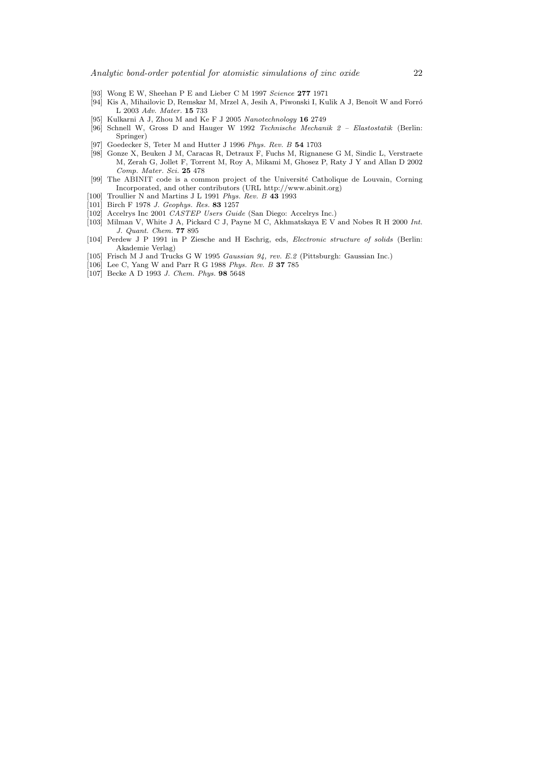[93] Wong E W, Sheehan P E and Lieber C M 1997 *Science* **277** 1971

[94] Kis A, Mihailovic D, Remskar M, Mrzel A, Jesih A, Piwonski I, Kulik A J, Benoît W and Forró L 2003 *Adv. Mater.* **15** 733

[95] Kulkarni A J, Zhou M and Ke F J 2005 *Nanotechnology* **16** 2749

[96] Schnell W, Gross D and Hauger W 1992 *Technische Mechanik 2 – Elastostatik* (Berlin: Springer)

[97] Goedecker S, Teter M and Hutter J 1996 *Phys. Rev. B* **54** 1703

[98] Gonze X, Beuken J M, Caracas R, Detraux F, Fuchs M, Rignanese G M, Sindic L, Verstraete M, Zerah G, Jollet F, Torrent M, Roy A, Mikami M, Ghosez P, Raty J Y and Allan D 2002 *Comp. Mater. Sci.* **25** 478

[99] The ABINIT code is a common project of the Université Catholique de Louvain, Corning Incorporated, and other contributors (URL http://www.abinit.org)

[100] Troullier N and Martins J L 1991 *Phys. Rev. B* **43** 1993

[101] Birch F 1978 *J. Geophys. Res.* **83** 1257

[102] Accelrys Inc 2001 *CASTEP Users Guide* (San Diego: Accelrys Inc.)

[103] Milman V, White J A, Pickard C J, Payne M C, Akhmatskaya E V and Nobes R H 2000 *Int. J. Quant. Chem.* **77** 895

[104] Perdew J P 1991 in P Ziesche and H Eschrig, eds, *Electronic structure of solids* (Berlin: Akademie Verlag)

[105] Frisch M J and Trucks G W 1995 *Gaussian 94, rev. E.2* (Pittsburgh: Gaussian Inc.)

[106] Lee C, Yang W and Parr R G 1988 *Phys. Rev. B* **37** 785

[107] Becke A D 1993 *J. Chem. Phys.* **98** 5648